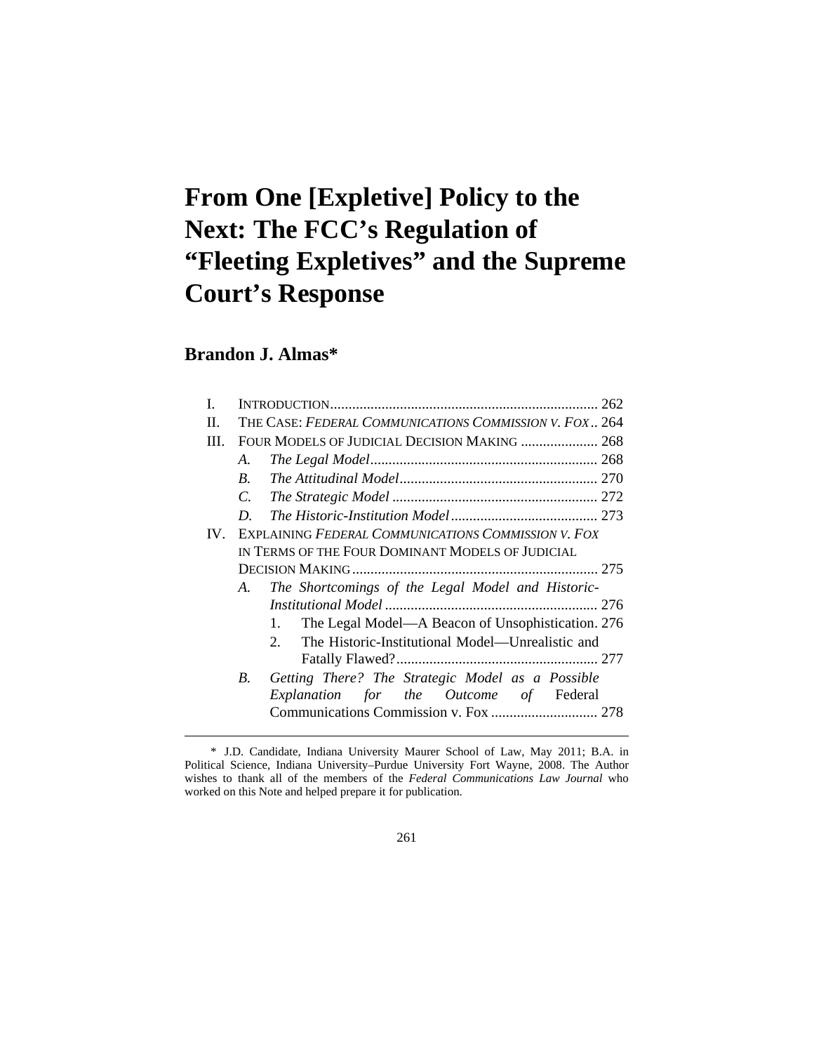# From One [Expletive] Policy to the Next: The FCC's Regulation of "Fleeting Expletives" and the Supreme Court's Response

**Brandon J. Almas***

I. INTRODUCTION ........................................................................ 262

II. THE CASE: *FEDERAL COMMUNICATIONS COMMISSION V. FOX* .. 264

III. FOUR MODELS OF JUDICIAL DECISION MAKING ..................... 268

  A. *The Legal Model* .............................................................. 268

  B. *The Attitudinal Model* ...................................................... 270

  C. *The Strategic Model* ........................................................ 272

  D. *The Historic-Institution Model* ........................................ 273

IV. EXPLAINING *FEDERAL COMMUNICATIONS COMMISSION V. FOX* IN TERMS OF THE FOUR DOMINANT MODELS OF JUDICIAL DECISION MAKING ................................................................... 275

  A. *The Shortcomings of the Legal Model and Historic-Institutional Model* .......................................................... 276

    1. The Legal Model—A Beacon of Unsophistication. 276

    2. The Historic-Institutional Model—Unrealistic and Fatally Flawed? ....................................................... 277

  B. *Getting There? The Strategic Model as a Possible Explanation for the Outcome of* Federal Communications Commission v. Fox ............................ 278

---

\* J.D. Candidate, Indiana University Maurer School of Law, May 2011; B.A. in Political Science, Indiana University–Purdue University Fort Wayne, 2008. The Author wishes to thank all of the members of the *Federal Communications Law Journal* who worked on this Note and helped prepare it for publication.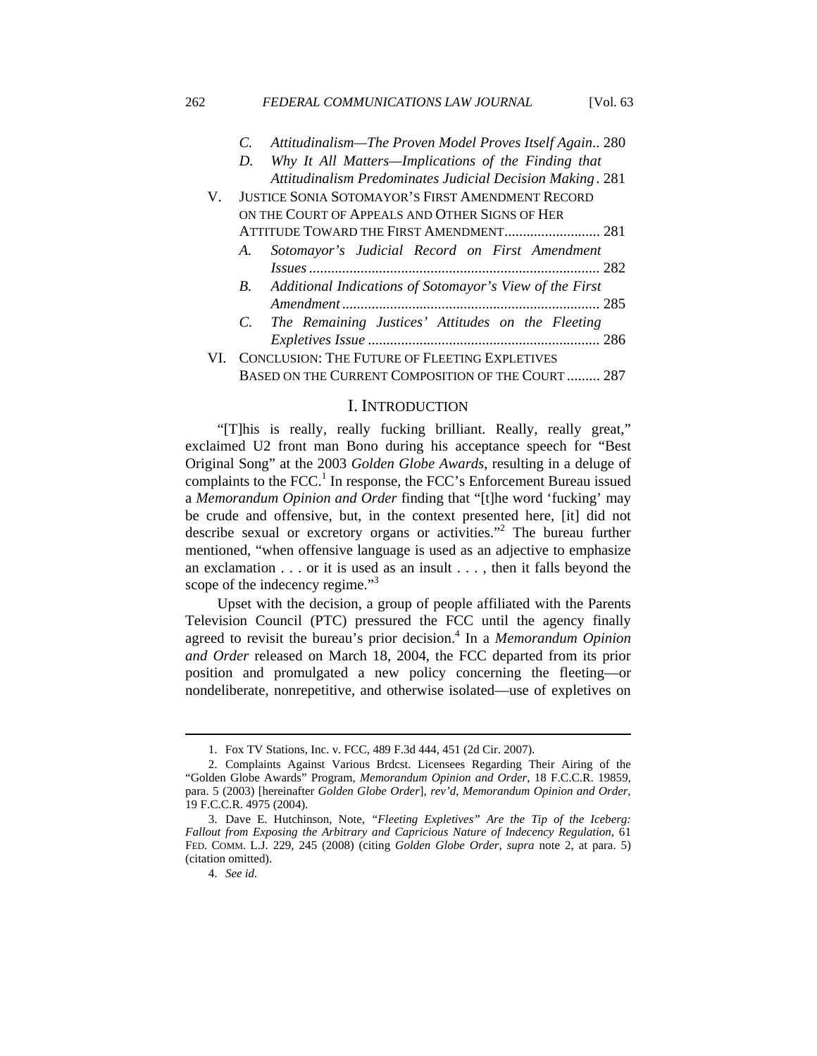C. *Attitudinalism—The Proven Model Proves Itself Again*.. 280

D. *Why It All Matters—Implications of the Finding that Attitudinalism Predominates Judicial Decision Making*. 281

V. JUSTICE SONIA SOTOMAYOR'S FIRST AMENDMENT RECORD ON THE COURT OF APPEALS AND OTHER SIGNS OF HER ATTITUDE TOWARD THE FIRST AMENDMENT.......................... 281

A. *Sotomayor's Judicial Record on First Amendment Issues*.............................................................................. 282

B. *Additional Indications of Sotomayor's View of the First Amendment*...................................................................... 285

C. *The Remaining Justices' Attitudes on the Fleeting Expletives Issue*............................................................... 286

VI. CONCLUSION: THE FUTURE OF FLEETING EXPLETIVES BASED ON THE CURRENT COMPOSITION OF THE COURT......... 287

## I. INTRODUCTION

"[T]his is really, really fucking brilliant. Really, really great," exclaimed U2 front man Bono during his acceptance speech for "Best Original Song" at the 2003 *Golden Globe Awards*, resulting in a deluge of complaints to the FCC.[1] In response, the FCC's Enforcement Bureau issued a *Memorandum Opinion and Order* finding that "[t]he word 'fucking' may be crude and offensive, but, in the context presented here, [it] did not describe sexual or excretory organs or activities."[2] The bureau further mentioned, "when offensive language is used as an adjective to emphasize an exclamation . . . or it is used as an insult . . . , then it falls beyond the scope of the indecency regime."[3]

Upset with the decision, a group of people affiliated with the Parents Television Council (PTC) pressured the FCC until the agency finally agreed to revisit the bureau's prior decision.[4] In a *Memorandum Opinion and Order* released on March 18, 2004, the FCC departed from its prior position and promulgated a new policy concerning the fleeting—or nondeliberate, nonrepetitive, and otherwise isolated—use of expletives on

---

1. Fox TV Stations, Inc. v. FCC, 489 F.3d 444, 451 (2d Cir. 2007).

2. Complaints Against Various Brdcst. Licensees Regarding Their Airing of the "Golden Globe Awards" Program, *Memorandum Opinion and Order*, 18 F.C.C.R. 19859, para. 5 (2003) [hereinafter *Golden Globe Order*], *rev'd*, *Memorandum Opinion and Order*, 19 F.C.C.R. 4975 (2004).

3. Dave E. Hutchinson, Note, *"Fleeting Expletives" Are the Tip of the Iceberg: Fallout from Exposing the Arbitrary and Capricious Nature of Indecency Regulation*, 61 FED. COMM. L.J. 229, 245 (2008) (citing *Golden Globe Order*, *supra* note 2, at para. 5) (citation omitted).

4. *See id.*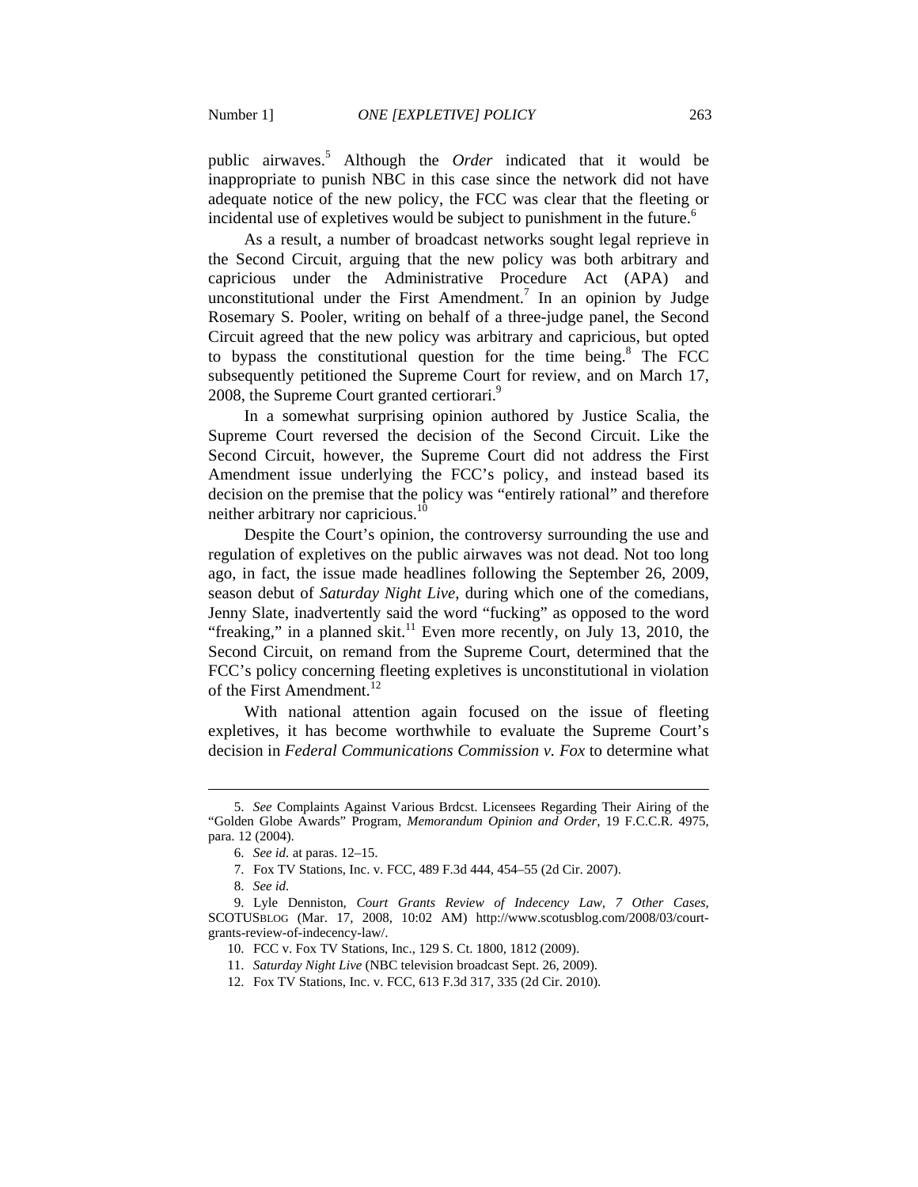public airwaves.[5] Although the *Order* indicated that it would be inappropriate to punish NBC in this case since the network did not have adequate notice of the new policy, the FCC was clear that the fleeting or incidental use of expletives would be subject to punishment in the future.[6]

As a result, a number of broadcast networks sought legal reprieve in the Second Circuit, arguing that the new policy was both arbitrary and capricious under the Administrative Procedure Act (APA) and unconstitutional under the First Amendment.[7] In an opinion by Judge Rosemary S. Pooler, writing on behalf of a three-judge panel, the Second Circuit agreed that the new policy was arbitrary and capricious, but opted to bypass the constitutional question for the time being.[8] The FCC subsequently petitioned the Supreme Court for review, and on March 17, 2008, the Supreme Court granted certiorari.[9]

In a somewhat surprising opinion authored by Justice Scalia, the Supreme Court reversed the decision of the Second Circuit. Like the Second Circuit, however, the Supreme Court did not address the First Amendment issue underlying the FCC's policy, and instead based its decision on the premise that the policy was "entirely rational" and therefore neither arbitrary nor capricious.[10]

Despite the Court's opinion, the controversy surrounding the use and regulation of expletives on the public airwaves was not dead. Not too long ago, in fact, the issue made headlines following the September 26, 2009, season debut of *Saturday Night Live*, during which one of the comedians, Jenny Slate, inadvertently said the word "fucking" as opposed to the word "freaking," in a planned skit.[11] Even more recently, on July 13, 2010, the Second Circuit, on remand from the Supreme Court, determined that the FCC's policy concerning fleeting expletives is unconstitutional in violation of the First Amendment.[12]

With national attention again focused on the issue of fleeting expletives, it has become worthwhile to evaluate the Supreme Court's decision in *Federal Communications Commission v. Fox* to determine what

---

5. *See* Complaints Against Various Brdcst. Licensees Regarding Their Airing of the "Golden Globe Awards" Program, *Memorandum Opinion and Order*, 19 F.C.C.R. 4975, para. 12 (2004).

6. *See id.* at paras. 12–15.

7. Fox TV Stations, Inc. v. FCC, 489 F.3d 444, 454–55 (2d Cir. 2007).

8. *See id.*

9. Lyle Denniston, *Court Grants Review of Indecency Law, 7 Other Cases*, SCOTUSBLOG (Mar. 17, 2008, 10:02 AM) http://www.scotusblog.com/2008/03/court-grants-review-of-indecency-law/.

10. FCC v. Fox TV Stations, Inc., 129 S. Ct. 1800, 1812 (2009).

11. *Saturday Night Live* (NBC television broadcast Sept. 26, 2009).

12. Fox TV Stations, Inc. v. FCC, 613 F.3d 317, 335 (2d Cir. 2010).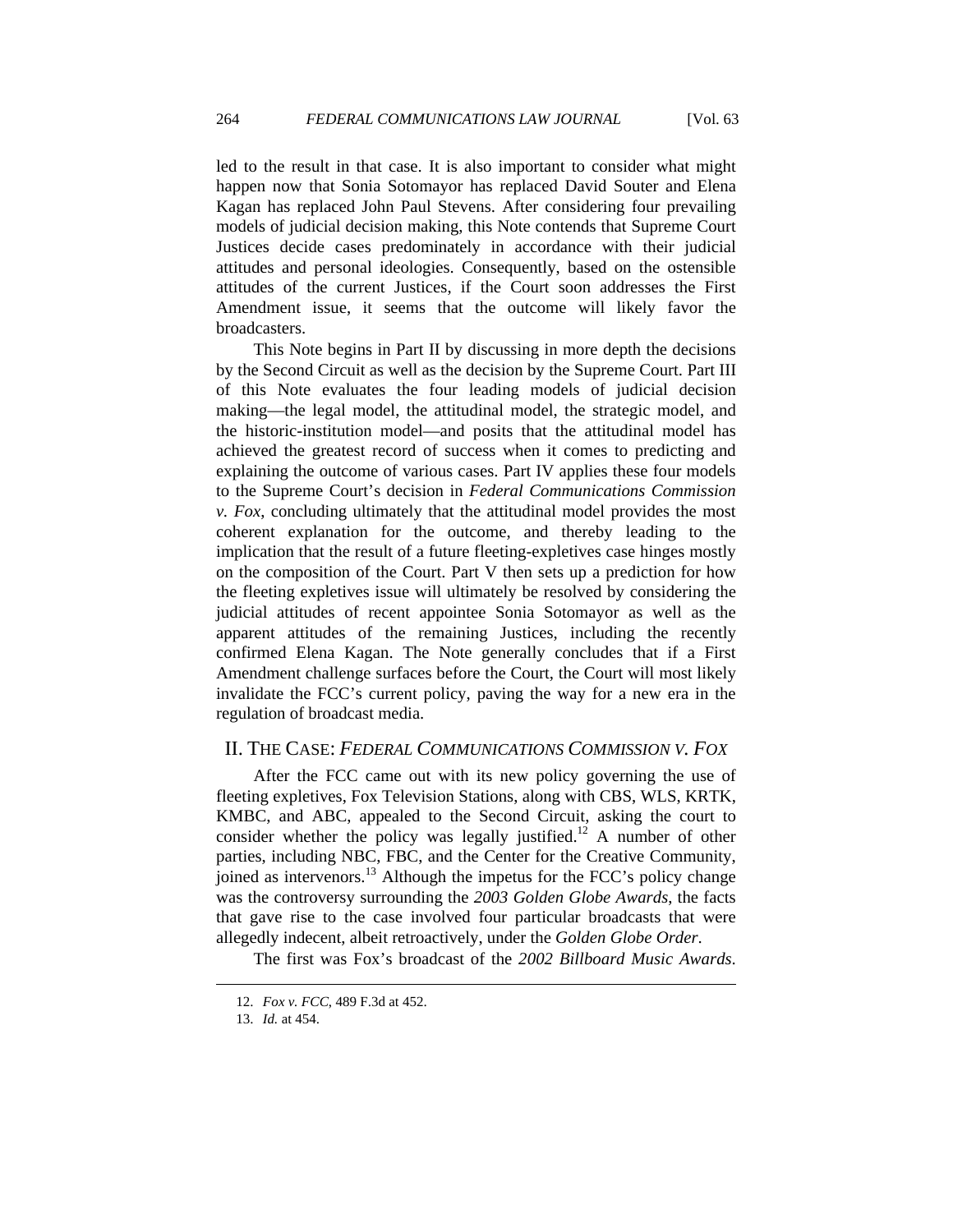led to the result in that case. It is also important to consider what might happen now that Sonia Sotomayor has replaced David Souter and Elena Kagan has replaced John Paul Stevens. After considering four prevailing models of judicial decision making, this Note contends that Supreme Court Justices decide cases predominately in accordance with their judicial attitudes and personal ideologies. Consequently, based on the ostensible attitudes of the current Justices, if the Court soon addresses the First Amendment issue, it seems that the outcome will likely favor the broadcasters.

This Note begins in Part II by discussing in more depth the decisions by the Second Circuit as well as the decision by the Supreme Court. Part III of this Note evaluates the four leading models of judicial decision making—the legal model, the attitudinal model, the strategic model, and the historic-institution model—and posits that the attitudinal model has achieved the greatest record of success when it comes to predicting and explaining the outcome of various cases. Part IV applies these four models to the Supreme Court's decision in *Federal Communications Commission v. Fox*, concluding ultimately that the attitudinal model provides the most coherent explanation for the outcome, and thereby leading to the implication that the result of a future fleeting-expletives case hinges mostly on the composition of the Court. Part V then sets up a prediction for how the fleeting expletives issue will ultimately be resolved by considering the judicial attitudes of recent appointee Sonia Sotomayor as well as the apparent attitudes of the remaining Justices, including the recently confirmed Elena Kagan. The Note generally concludes that if a First Amendment challenge surfaces before the Court, the Court will most likely invalidate the FCC's current policy, paving the way for a new era in the regulation of broadcast media.

## II. THE CASE: *FEDERAL COMMUNICATIONS COMMISSION V. FOX*

After the FCC came out with its new policy governing the use of fleeting expletives, Fox Television Stations, along with CBS, WLS, KRTK, KMBC, and ABC, appealed to the Second Circuit, asking the court to consider whether the policy was legally justified.[12] A number of other parties, including NBC, FBC, and the Center for the Creative Community, joined as intervenors.[13] Although the impetus for the FCC's policy change was the controversy surrounding the *2003 Golden Globe Awards*, the facts that gave rise to the case involved four particular broadcasts that were allegedly indecent, albeit retroactively, under the *Golden Globe Order*.

The first was Fox's broadcast of the *2002 Billboard Music Awards*.

12. *Fox v. FCC*, 489 F.3d at 452.

13. *Id.* at 454.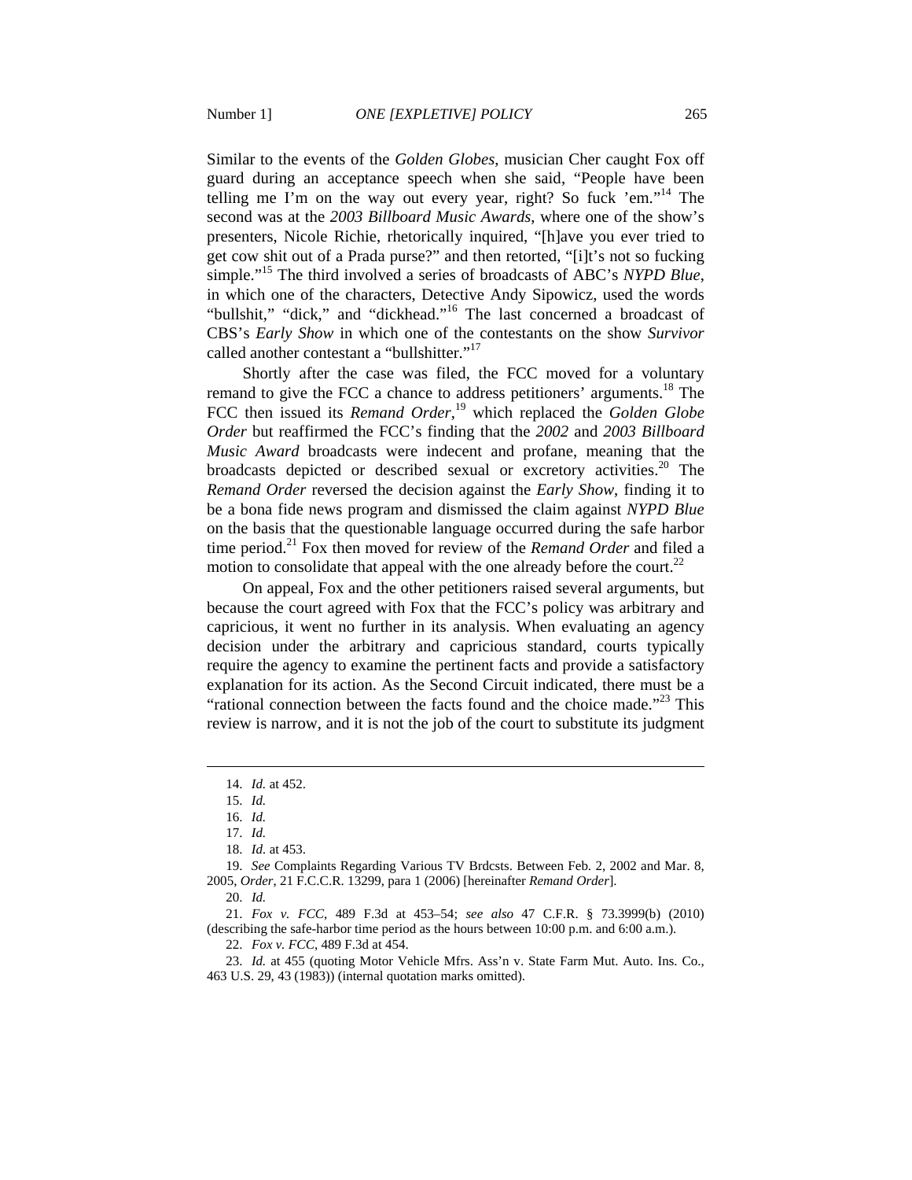Similar to the events of the *Golden Globes*, musician Cher caught Fox off guard during an acceptance speech when she said, "People have been telling me I'm on the way out every year, right? So fuck 'em."[14] The second was at the *2003 Billboard Music Awards*, where one of the show's presenters, Nicole Richie, rhetorically inquired, "[h]ave you ever tried to get cow shit out of a Prada purse?" and then retorted, "[i]t's not so fucking simple."[15] The third involved a series of broadcasts of ABC's *NYPD Blue*, in which one of the characters, Detective Andy Sipowicz, used the words "bullshit," "dick," and "dickhead."[16] The last concerned a broadcast of CBS's *Early Show* in which one of the contestants on the show *Survivor* called another contestant a "bullshitter."[17]

Shortly after the case was filed, the FCC moved for a voluntary remand to give the FCC a chance to address petitioners' arguments.[18] The FCC then issued its *Remand Order*,[19] which replaced the *Golden Globe Order* but reaffirmed the FCC's finding that the *2002* and *2003 Billboard Music Award* broadcasts were indecent and profane, meaning that the broadcasts depicted or described sexual or excretory activities.[20] The *Remand Order* reversed the decision against the *Early Show*, finding it to be a bona fide news program and dismissed the claim against *NYPD Blue* on the basis that the questionable language occurred during the safe harbor time period.[21] Fox then moved for review of the *Remand Order* and filed a motion to consolidate that appeal with the one already before the court.[22]

On appeal, Fox and the other petitioners raised several arguments, but because the court agreed with Fox that the FCC's policy was arbitrary and capricious, it went no further in its analysis. When evaluating an agency decision under the arbitrary and capricious standard, courts typically require the agency to examine the pertinent facts and provide a satisfactory explanation for its action. As the Second Circuit indicated, there must be a "rational connection between the facts found and the choice made."[23] This review is narrow, and it is not the job of the court to substitute its judgment

---

14. *Id.* at 452.

15. *Id.*

16. *Id.*

17. *Id.*

18. *Id.* at 453.

19. *See* Complaints Regarding Various TV Brdcsts. Between Feb. 2, 2002 and Mar. 8, 2005, *Order*, 21 F.C.C.R. 13299, para 1 (2006) [hereinafter *Remand Order*].

20. *Id.*

21. *Fox v. FCC*, 489 F.3d at 453–54; *see also* 47 C.F.R. § 73.3999(b) (2010) (describing the safe-harbor time period as the hours between 10:00 p.m. and 6:00 a.m.).

22. *Fox v. FCC*, 489 F.3d at 454.

23. *Id.* at 455 (quoting Motor Vehicle Mfrs. Ass'n v. State Farm Mut. Auto. Ins. Co., 463 U.S. 29, 43 (1983)) (internal quotation marks omitted).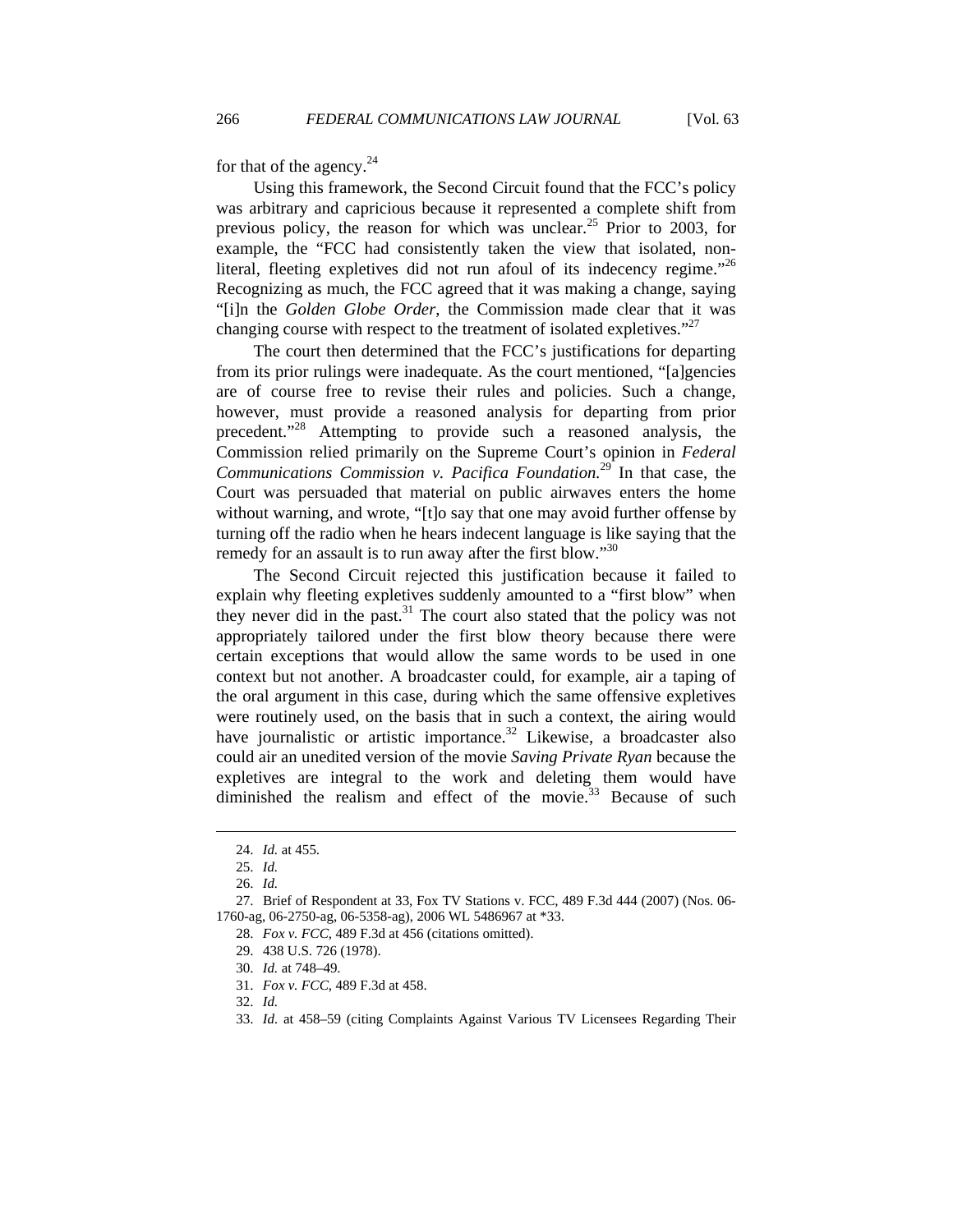for that of the agency.[24]

Using this framework, the Second Circuit found that the FCC's policy was arbitrary and capricious because it represented a complete shift from previous policy, the reason for which was unclear.[25] Prior to 2003, for example, the "FCC had consistently taken the view that isolated, non-literal, fleeting expletives did not run afoul of its indecency regime."[26] Recognizing as much, the FCC agreed that it was making a change, saying "[i]n the *Golden Globe Order*, the Commission made clear that it was changing course with respect to the treatment of isolated expletives."[27]

The court then determined that the FCC's justifications for departing from its prior rulings were inadequate. As the court mentioned, "[a]gencies are of course free to revise their rules and policies. Such a change, however, must provide a reasoned analysis for departing from prior precedent."[28] Attempting to provide such a reasoned analysis, the Commission relied primarily on the Supreme Court's opinion in *Federal Communications Commission v. Pacifica Foundation.*[29] In that case, the Court was persuaded that material on public airwaves enters the home without warning, and wrote, "[t]o say that one may avoid further offense by turning off the radio when he hears indecent language is like saying that the remedy for an assault is to run away after the first blow."[30]

The Second Circuit rejected this justification because it failed to explain why fleeting expletives suddenly amounted to a "first blow" when they never did in the past.[31] The court also stated that the policy was not appropriately tailored under the first blow theory because there were certain exceptions that would allow the same words to be used in one context but not another. A broadcaster could, for example, air a taping of the oral argument in this case, during which the same offensive expletives were routinely used, on the basis that in such a context, the airing would have journalistic or artistic importance.[32] Likewise, a broadcaster also could air an unedited version of the movie *Saving Private Ryan* because the expletives are integral to the work and deleting them would have diminished the realism and effect of the movie.[33] Because of such

---

24. *Id.* at 455.

25. *Id.*

26. *Id.*

27. Brief of Respondent at 33, Fox TV Stations v. FCC, 489 F.3d 444 (2007) (Nos. 06-1760-ag, 06-2750-ag, 06-5358-ag), 2006 WL 5486967 at *33.

28. *Fox v. FCC*, 489 F.3d at 456 (citations omitted).

29. 438 U.S. 726 (1978).

30. *Id.* at 748–49.

31. *Fox v. FCC*, 489 F.3d at 458.

32. *Id.*

33. *Id.* at 458–59 (citing Complaints Against Various TV Licensees Regarding Their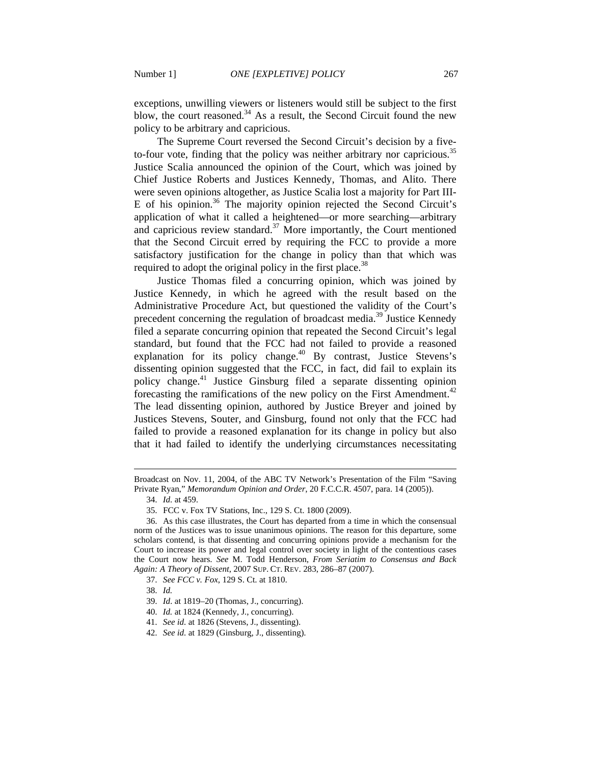exceptions, unwilling viewers or listeners would still be subject to the first blow, the court reasoned.[34] As a result, the Second Circuit found the new policy to be arbitrary and capricious.

The Supreme Court reversed the Second Circuit's decision by a five-to-four vote, finding that the policy was neither arbitrary nor capricious.[35] Justice Scalia announced the opinion of the Court, which was joined by Chief Justice Roberts and Justices Kennedy, Thomas, and Alito. There were seven opinions altogether, as Justice Scalia lost a majority for Part III-E of his opinion.[36] The majority opinion rejected the Second Circuit's application of what it called a heightened—or more searching—arbitrary and capricious review standard.[37] More importantly, the Court mentioned that the Second Circuit erred by requiring the FCC to provide a more satisfactory justification for the change in policy than that which was required to adopt the original policy in the first place.[38]

Justice Thomas filed a concurring opinion, which was joined by Justice Kennedy, in which he agreed with the result based on the Administrative Procedure Act, but questioned the validity of the Court's precedent concerning the regulation of broadcast media.[39] Justice Kennedy filed a separate concurring opinion that repeated the Second Circuit's legal standard, but found that the FCC had not failed to provide a reasoned explanation for its policy change.[40] By contrast, Justice Stevens's dissenting opinion suggested that the FCC, in fact, did fail to explain its policy change.[41] Justice Ginsburg filed a separate dissenting opinion forecasting the ramifications of the new policy on the First Amendment.[42] The lead dissenting opinion, authored by Justice Breyer and joined by Justices Stevens, Souter, and Ginsburg, found not only that the FCC had failed to provide a reasoned explanation for its change in policy but also that it had failed to identify the underlying circumstances necessitating

---

Broadcast on Nov. 11, 2004, of the ABC TV Network's Presentation of the Film "Saving Private Ryan," *Memorandum Opinion and Order*, 20 F.C.C.R. 4507, para. 14 (2005)).

34. *Id.* at 459.

35. FCC v. Fox TV Stations, Inc., 129 S. Ct. 1800 (2009).

36. As this case illustrates, the Court has departed from a time in which the consensual norm of the Justices was to issue unanimous opinions. The reason for this departure, some scholars contend, is that dissenting and concurring opinions provide a mechanism for the Court to increase its power and legal control over society in light of the contentious cases the Court now hears. *See* M. Todd Henderson, *From Seriatim to Consensus and Back Again: A Theory of Dissent*, 2007 SUP. CT. REV. 283, 286–87 (2007).

37. *See FCC v. Fox*, 129 S. Ct. at 1810.

38. *Id.*

39. *Id.* at 1819–20 (Thomas, J., concurring).

40. *Id.* at 1824 (Kennedy, J., concurring).

41. *See id.* at 1826 (Stevens, J., dissenting).

42. *See id.* at 1829 (Ginsburg, J., dissenting).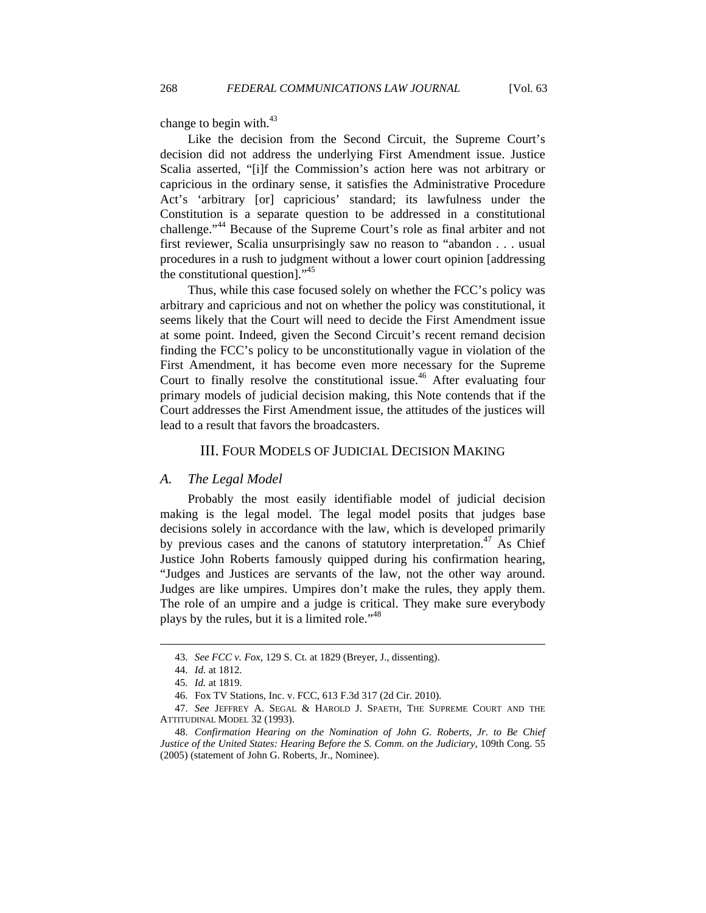change to begin with.[43]

Like the decision from the Second Circuit, the Supreme Court's decision did not address the underlying First Amendment issue. Justice Scalia asserted, "[i]f the Commission's action here was not arbitrary or capricious in the ordinary sense, it satisfies the Administrative Procedure Act's 'arbitrary [or] capricious' standard; its lawfulness under the Constitution is a separate question to be addressed in a constitutional challenge."[44] Because of the Supreme Court's role as final arbiter and not first reviewer, Scalia unsurprisingly saw no reason to "abandon . . . usual procedures in a rush to judgment without a lower court opinion [addressing the constitutional question]."[45]

Thus, while this case focused solely on whether the FCC's policy was arbitrary and capricious and not on whether the policy was constitutional, it seems likely that the Court will need to decide the First Amendment issue at some point. Indeed, given the Second Circuit's recent remand decision finding the FCC's policy to be unconstitutionally vague in violation of the First Amendment, it has become even more necessary for the Supreme Court to finally resolve the constitutional issue.[46] After evaluating four primary models of judicial decision making, this Note contends that if the Court addresses the First Amendment issue, the attitudes of the justices will lead to a result that favors the broadcasters.

## III. Four Models of Judicial Decision Making

### *A. The Legal Model*

Probably the most easily identifiable model of judicial decision making is the legal model. The legal model posits that judges base decisions solely in accordance with the law, which is developed primarily by previous cases and the canons of statutory interpretation.[47] As Chief Justice John Roberts famously quipped during his confirmation hearing, "Judges and Justices are servants of the law, not the other way around. Judges are like umpires. Umpires don't make the rules, they apply them. The role of an umpire and a judge is critical. They make sure everybody plays by the rules, but it is a limited role."[48]

---

43. *See FCC v. Fox*, 129 S. Ct. at 1829 (Breyer, J., dissenting).

44. *Id.* at 1812.

45. *Id.* at 1819.

46. Fox TV Stations, Inc. v. FCC, 613 F.3d 317 (2d Cir. 2010).

47. *See* Jeffrey A. Segal & Harold J. Spaeth, The Supreme Court and the Attitudinal Model 32 (1993).

48. *Confirmation Hearing on the Nomination of John G. Roberts, Jr. to Be Chief Justice of the United States: Hearing Before the S. Comm. on the Judiciary*, 109th Cong. 55 (2005) (statement of John G. Roberts, Jr., Nominee).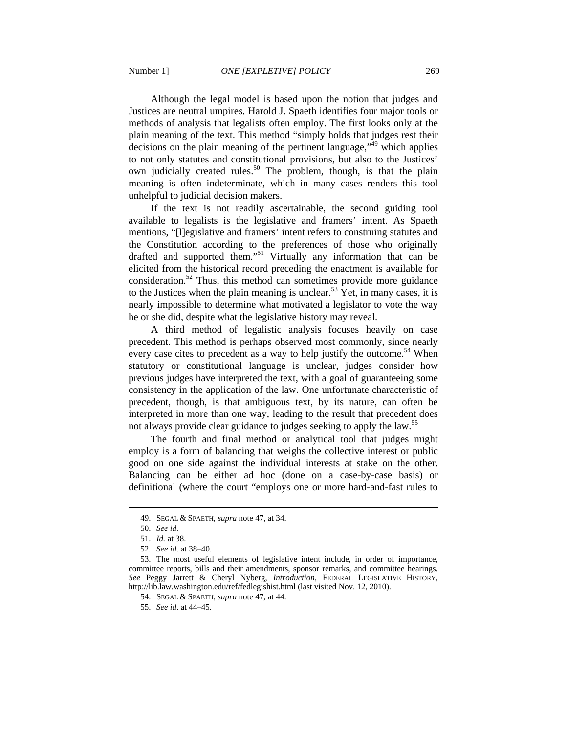Although the legal model is based upon the notion that judges and Justices are neutral umpires, Harold J. Spaeth identifies four major tools or methods of analysis that legalists often employ. The first looks only at the plain meaning of the text. This method "simply holds that judges rest their decisions on the plain meaning of the pertinent language,"[49] which applies to not only statutes and constitutional provisions, but also to the Justices' own judicially created rules.[50] The problem, though, is that the plain meaning is often indeterminate, which in many cases renders this tool unhelpful to judicial decision makers.

If the text is not readily ascertainable, the second guiding tool available to legalists is the legislative and framers' intent. As Spaeth mentions, "[l]egislative and framers' intent refers to construing statutes and the Constitution according to the preferences of those who originally drafted and supported them."[51] Virtually any information that can be elicited from the historical record preceding the enactment is available for consideration.[52] Thus, this method can sometimes provide more guidance to the Justices when the plain meaning is unclear.[53] Yet, in many cases, it is nearly impossible to determine what motivated a legislator to vote the way he or she did, despite what the legislative history may reveal.

A third method of legalistic analysis focuses heavily on case precedent. This method is perhaps observed most commonly, since nearly every case cites to precedent as a way to help justify the outcome.[54] When statutory or constitutional language is unclear, judges consider how previous judges have interpreted the text, with a goal of guaranteeing some consistency in the application of the law. One unfortunate characteristic of precedent, though, is that ambiguous text, by its nature, can often be interpreted in more than one way, leading to the result that precedent does not always provide clear guidance to judges seeking to apply the law.[55]

The fourth and final method or analytical tool that judges might employ is a form of balancing that weighs the collective interest or public good on one side against the individual interests at stake on the other. Balancing can be either ad hoc (done on a case-by-case basis) or definitional (where the court "employs one or more hard-and-fast rules to

---

49. SEGAL & SPAETH, *supra* note 47, at 34.

50. *See id.*

51. *Id.* at 38.

52. *See id.* at 38–40.

53. The most useful elements of legislative intent include, in order of importance, committee reports, bills and their amendments, sponsor remarks, and committee hearings. *See* Peggy Jarrett & Cheryl Nyberg, *Introduction*, FEDERAL LEGISLATIVE HISTORY, http://lib.law.washington.edu/ref/fedlegishist.html (last visited Nov. 12, 2010).

54. SEGAL & SPAETH, *supra* note 47, at 44.

55. *See id*. at 44–45.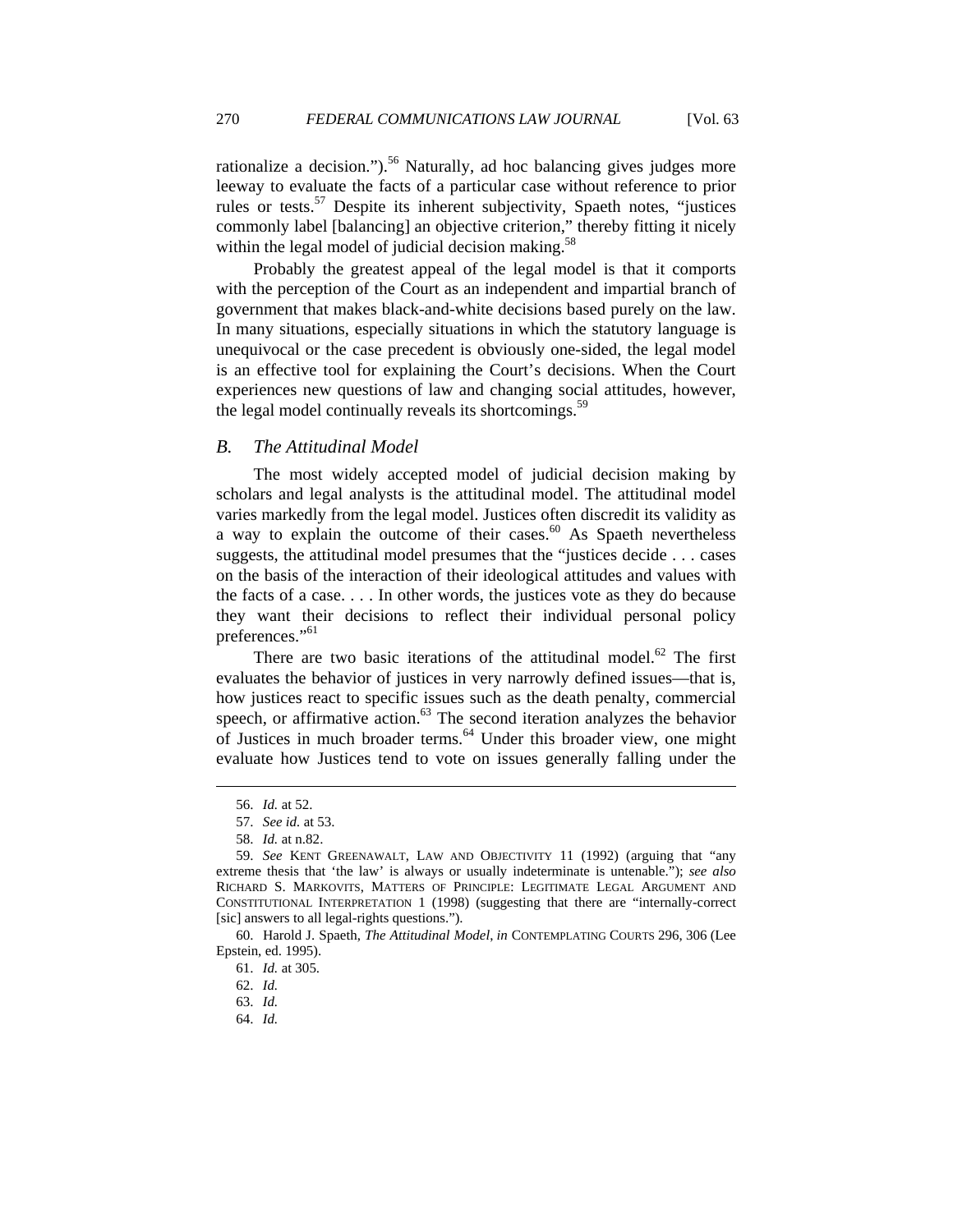rationalize a decision.").[56] Naturally, ad hoc balancing gives judges more leeway to evaluate the facts of a particular case without reference to prior rules or tests.[57] Despite its inherent subjectivity, Spaeth notes, "justices commonly label [balancing] an objective criterion," thereby fitting it nicely within the legal model of judicial decision making.[58]

Probably the greatest appeal of the legal model is that it comports with the perception of the Court as an independent and impartial branch of government that makes black-and-white decisions based purely on the law. In many situations, especially situations in which the statutory language is unequivocal or the case precedent is obviously one-sided, the legal model is an effective tool for explaining the Court's decisions. When the Court experiences new questions of law and changing social attitudes, however, the legal model continually reveals its shortcomings.[59]

### *B. The Attitudinal Model*

The most widely accepted model of judicial decision making by scholars and legal analysts is the attitudinal model. The attitudinal model varies markedly from the legal model. Justices often discredit its validity as a way to explain the outcome of their cases.[60] As Spaeth nevertheless suggests, the attitudinal model presumes that the "justices decide . . . cases on the basis of the interaction of their ideological attitudes and values with the facts of a case. . . . In other words, the justices vote as they do because they want their decisions to reflect their individual personal policy preferences."[61]

There are two basic iterations of the attitudinal model.[62] The first evaluates the behavior of justices in very narrowly defined issues—that is, how justices react to specific issues such as the death penalty, commercial speech, or affirmative action.[63] The second iteration analyzes the behavior of Justices in much broader terms.[64] Under this broader view, one might evaluate how Justices tend to vote on issues generally falling under the

---

56. *Id.* at 52.

57. *See id.* at 53.

58. *Id.* at n.82.

59. *See* KENT GREENAWALT, LAW AND OBJECTIVITY 11 (1992) (arguing that "any extreme thesis that 'the law' is always or usually indeterminate is untenable."); *see also* RICHARD S. MARKOVITS, MATTERS OF PRINCIPLE: LEGITIMATE LEGAL ARGUMENT AND CONSTITUTIONAL INTERPRETATION 1 (1998) (suggesting that there are "internally-correct [sic] answers to all legal-rights questions.").

60. Harold J. Spaeth, *The Attitudinal Model*, *in* CONTEMPLATING COURTS 296, 306 (Lee Epstein, ed. 1995).

61. *Id.* at 305.

62. *Id.*

63. *Id.*

64. *Id.*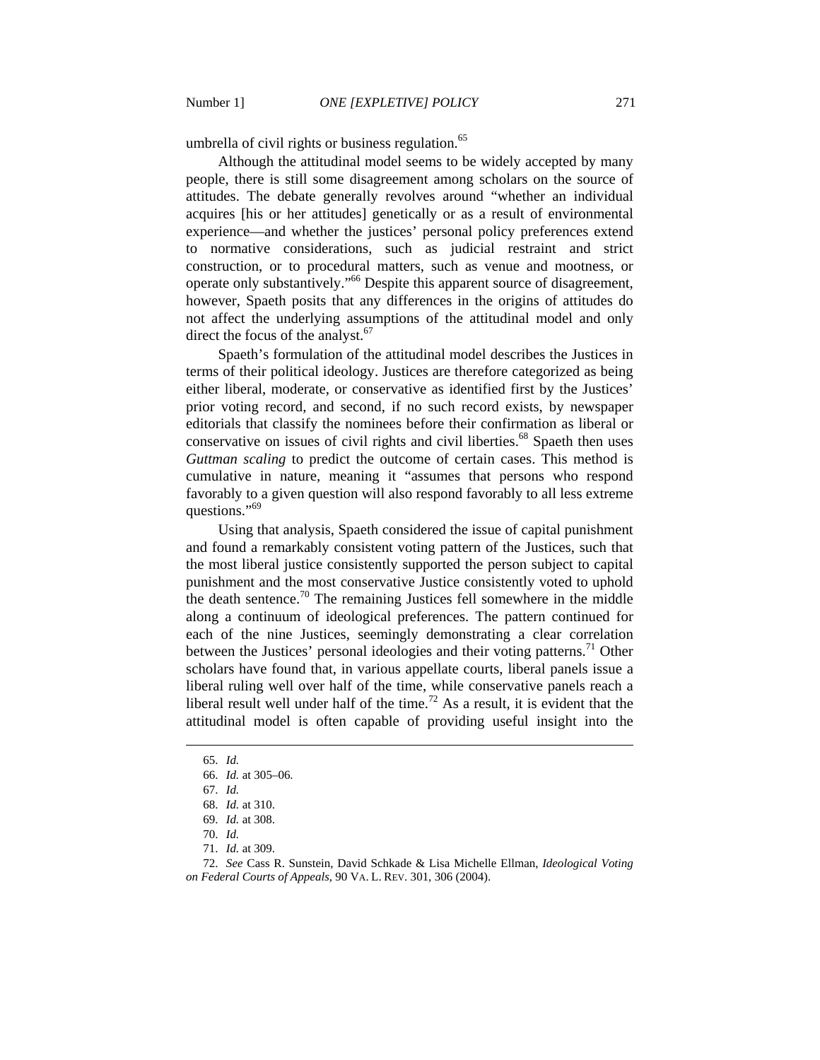umbrella of civil rights or business regulation.[65]

Although the attitudinal model seems to be widely accepted by many people, there is still some disagreement among scholars on the source of attitudes. The debate generally revolves around "whether an individual acquires [his or her attitudes] genetically or as a result of environmental experience—and whether the justices' personal policy preferences extend to normative considerations, such as judicial restraint and strict construction, or to procedural matters, such as venue and mootness, or operate only substantively."[66] Despite this apparent source of disagreement, however, Spaeth posits that any differences in the origins of attitudes do not affect the underlying assumptions of the attitudinal model and only direct the focus of the analyst.[67]

Spaeth's formulation of the attitudinal model describes the Justices in terms of their political ideology. Justices are therefore categorized as being either liberal, moderate, or conservative as identified first by the Justices' prior voting record, and second, if no such record exists, by newspaper editorials that classify the nominees before their confirmation as liberal or conservative on issues of civil rights and civil liberties.[68] Spaeth then uses *Guttman scaling* to predict the outcome of certain cases. This method is cumulative in nature, meaning it "assumes that persons who respond favorably to a given question will also respond favorably to all less extreme questions."[69]

Using that analysis, Spaeth considered the issue of capital punishment and found a remarkably consistent voting pattern of the Justices, such that the most liberal justice consistently supported the person subject to capital punishment and the most conservative Justice consistently voted to uphold the death sentence.[70] The remaining Justices fell somewhere in the middle along a continuum of ideological preferences. The pattern continued for each of the nine Justices, seemingly demonstrating a clear correlation between the Justices' personal ideologies and their voting patterns.[71] Other scholars have found that, in various appellate courts, liberal panels issue a liberal ruling well over half of the time, while conservative panels reach a liberal result well under half of the time.[72] As a result, it is evident that the attitudinal model is often capable of providing useful insight into the

---

65. *Id.*

66. *Id.* at 305–06.

67. *Id.*

68. *Id.* at 310.

69. *Id.* at 308.

70. *Id.*

71. *Id.* at 309.

72. *See* Cass R. Sunstein, David Schkade & Lisa Michelle Ellman, *Ideological Voting on Federal Courts of Appeals*, 90 VA. L. REV. 301, 306 (2004).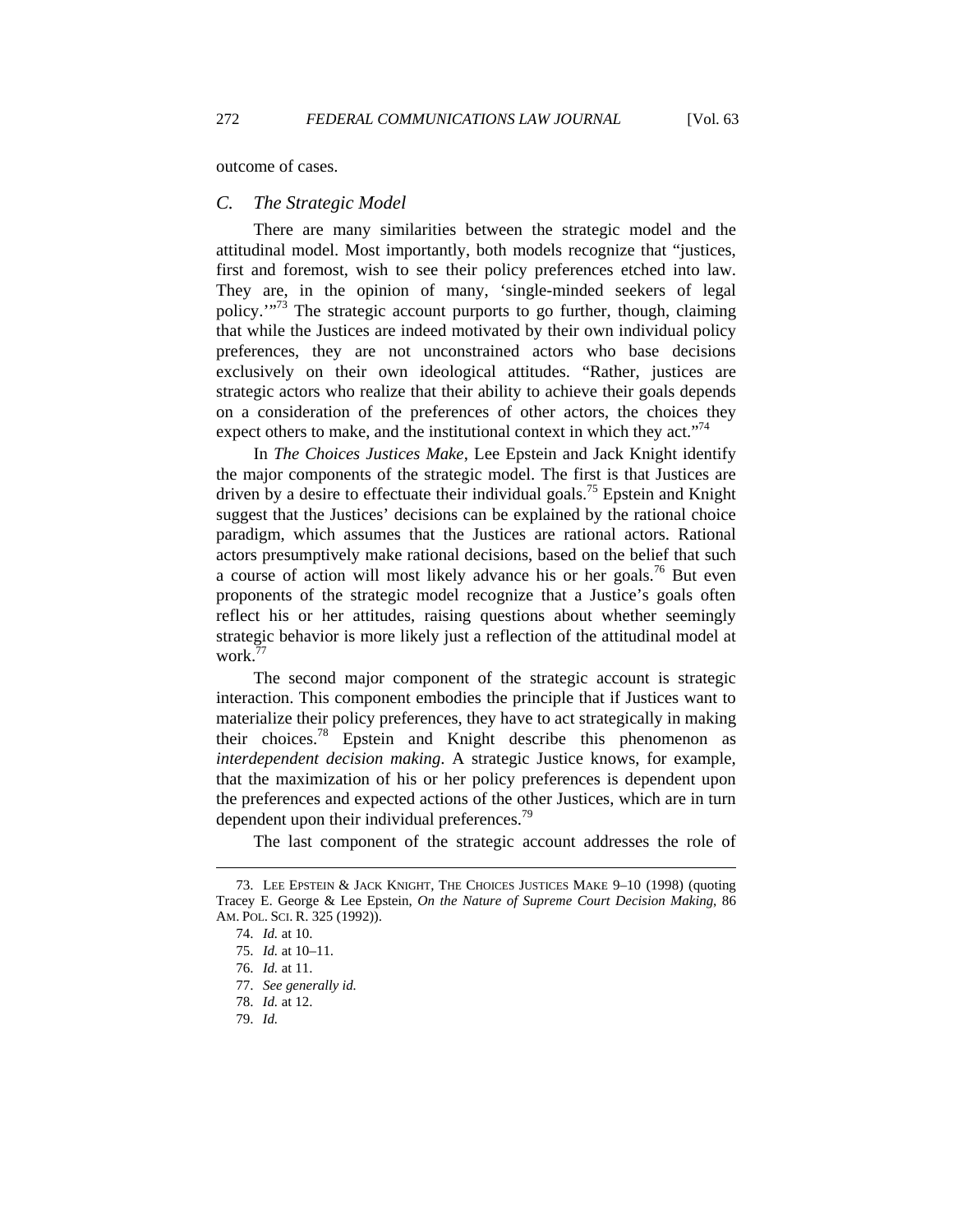outcome of cases.

### *C. The Strategic Model*

There are many similarities between the strategic model and the attitudinal model. Most importantly, both models recognize that "justices, first and foremost, wish to see their policy preferences etched into law. They are, in the opinion of many, 'single-minded seekers of legal policy.'"[73] The strategic account purports to go further, though, claiming that while the Justices are indeed motivated by their own individual policy preferences, they are not unconstrained actors who base decisions exclusively on their own ideological attitudes. "Rather, justices are strategic actors who realize that their ability to achieve their goals depends on a consideration of the preferences of other actors, the choices they expect others to make, and the institutional context in which they act."[74]

In *The Choices Justices Make*, Lee Epstein and Jack Knight identify the major components of the strategic model. The first is that Justices are driven by a desire to effectuate their individual goals.[75] Epstein and Knight suggest that the Justices' decisions can be explained by the rational choice paradigm, which assumes that the Justices are rational actors. Rational actors presumptively make rational decisions, based on the belief that such a course of action will most likely advance his or her goals.[76] But even proponents of the strategic model recognize that a Justice's goals often reflect his or her attitudes, raising questions about whether seemingly strategic behavior is more likely just a reflection of the attitudinal model at work.[77]

The second major component of the strategic account is strategic interaction. This component embodies the principle that if Justices want to materialize their policy preferences, they have to act strategically in making their choices.[78] Epstein and Knight describe this phenomenon as *interdependent decision making*. A strategic Justice knows, for example, that the maximization of his or her policy preferences is dependent upon the preferences and expected actions of the other Justices, which are in turn dependent upon their individual preferences.[79]

The last component of the strategic account addresses the role of

---

73. LEE EPSTEIN & JACK KNIGHT, THE CHOICES JUSTICES MAKE 9–10 (1998) (quoting Tracey E. George & Lee Epstein, *On the Nature of Supreme Court Decision Making*, 86 AM. POL. SCI. R. 325 (1992)).

74. *Id.* at 10.

75. *Id.* at 10–11.

76. *Id.* at 11.

77. *See generally id.*

78. *Id.* at 12.

79. *Id.*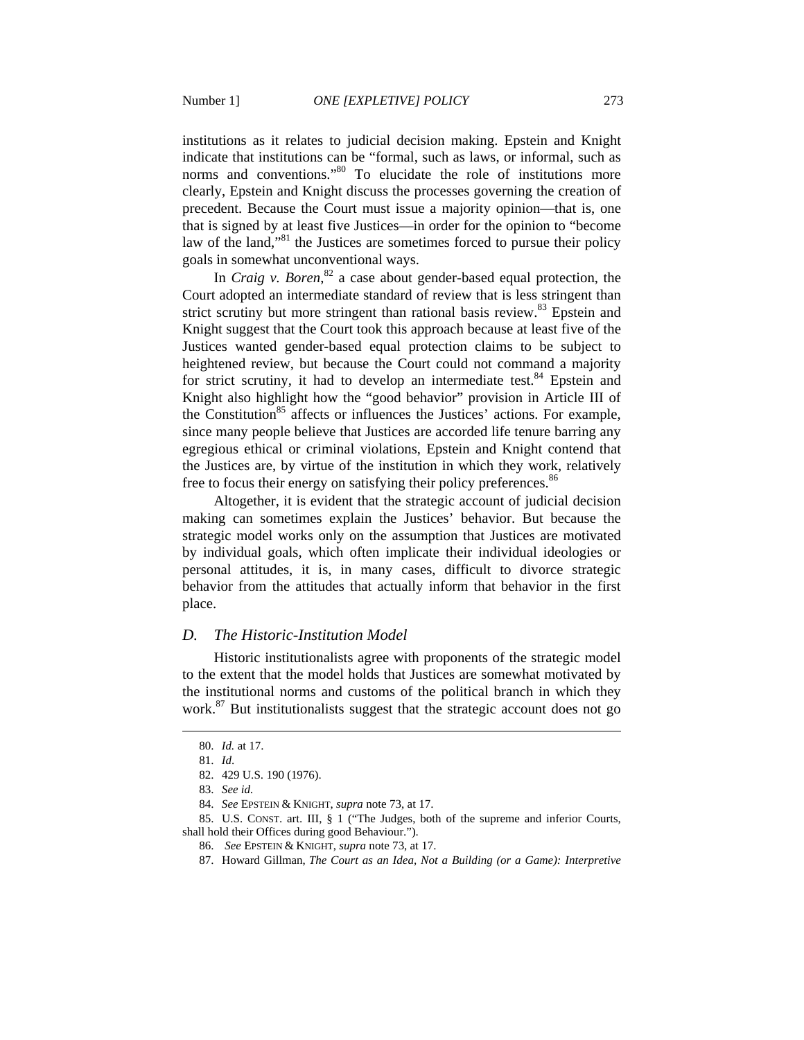institutions as it relates to judicial decision making. Epstein and Knight indicate that institutions can be "formal, such as laws, or informal, such as norms and conventions."[80] To elucidate the role of institutions more clearly, Epstein and Knight discuss the processes governing the creation of precedent. Because the Court must issue a majority opinion—that is, one that is signed by at least five Justices—in order for the opinion to "become law of the land,"[81] the Justices are sometimes forced to pursue their policy goals in somewhat unconventional ways.

In *Craig v. Boren*,[82] a case about gender-based equal protection, the Court adopted an intermediate standard of review that is less stringent than strict scrutiny but more stringent than rational basis review.[83] Epstein and Knight suggest that the Court took this approach because at least five of the Justices wanted gender-based equal protection claims to be subject to heightened review, but because the Court could not command a majority for strict scrutiny, it had to develop an intermediate test.[84] Epstein and Knight also highlight how the "good behavior" provision in Article III of the Constitution[85] affects or influences the Justices' actions. For example, since many people believe that Justices are accorded life tenure barring any egregious ethical or criminal violations, Epstein and Knight contend that the Justices are, by virtue of the institution in which they work, relatively free to focus their energy on satisfying their policy preferences.[86]

Altogether, it is evident that the strategic account of judicial decision making can sometimes explain the Justices' behavior. But because the strategic model works only on the assumption that Justices are motivated by individual goals, which often implicate their individual ideologies or personal attitudes, it is, in many cases, difficult to divorce strategic behavior from the attitudes that actually inform that behavior in the first place.

### *D. The Historic-Institution Model*

Historic institutionalists agree with proponents of the strategic model to the extent that the model holds that Justices are somewhat motivated by the institutional norms and customs of the political branch in which they work.[87] But institutionalists suggest that the strategic account does not go

---

80. *Id.* at 17.

81. *Id.*

82. 429 U.S. 190 (1976).

83. *See id.*

84. *See* EPSTEIN & KNIGHT, *supra* note 73, at 17.

85. U.S. CONST. art. III, § 1 ("The Judges, both of the supreme and inferior Courts, shall hold their Offices during good Behaviour.").

86. *See* EPSTEIN & KNIGHT, *supra* note 73, at 17.

87. Howard Gillman, *The Court as an Idea, Not a Building (or a Game): Interpretive*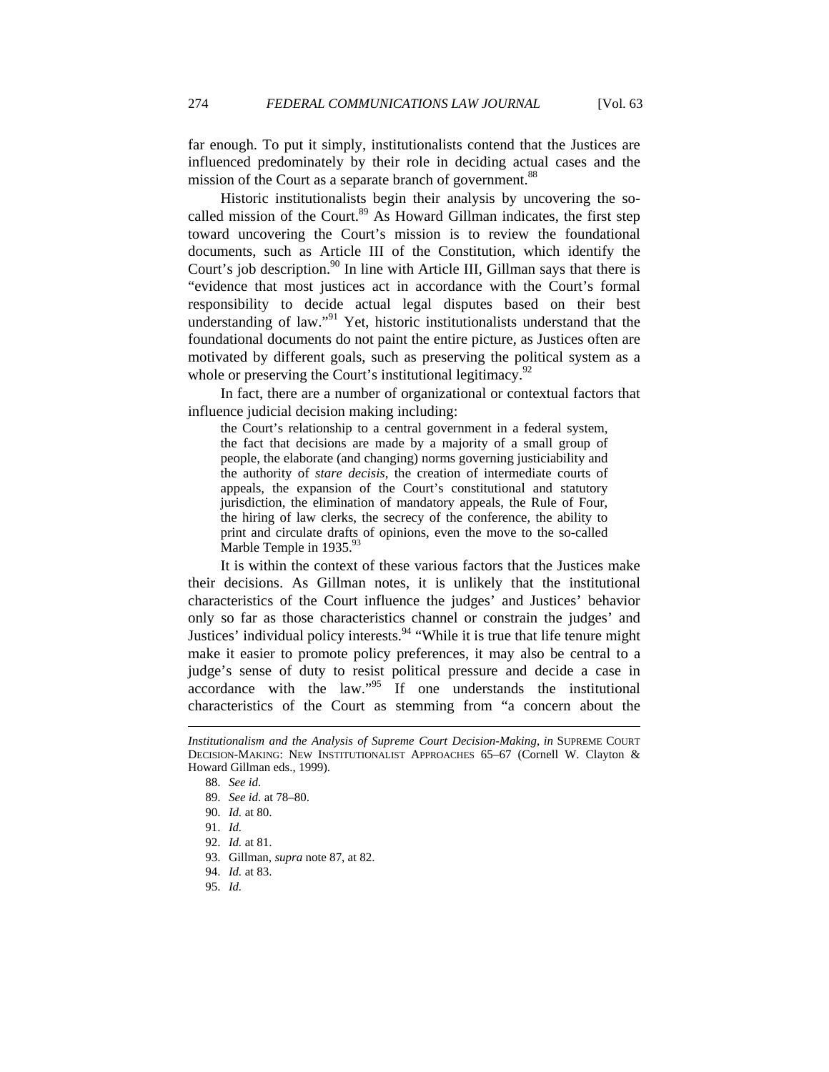far enough. To put it simply, institutionalists contend that the Justices are influenced predominately by their role in deciding actual cases and the mission of the Court as a separate branch of government.[88]

Historic institutionalists begin their analysis by uncovering the so-called mission of the Court.[89] As Howard Gillman indicates, the first step toward uncovering the Court's mission is to review the foundational documents, such as Article III of the Constitution, which identify the Court's job description.[90] In line with Article III, Gillman says that there is "evidence that most justices act in accordance with the Court's formal responsibility to decide actual legal disputes based on their best understanding of law."[91] Yet, historic institutionalists understand that the foundational documents do not paint the entire picture, as Justices often are motivated by different goals, such as preserving the political system as a whole or preserving the Court's institutional legitimacy.[92]

In fact, there are a number of organizational or contextual factors that influence judicial decision making including:

> the Court's relationship to a central government in a federal system, the fact that decisions are made by a majority of a small group of people, the elaborate (and changing) norms governing justiciability and the authority of *stare decisis*, the creation of intermediate courts of appeals, the expansion of the Court's constitutional and statutory jurisdiction, the elimination of mandatory appeals, the Rule of Four, the hiring of law clerks, the secrecy of the conference, the ability to print and circulate drafts of opinions, even the move to the so-called Marble Temple in 1935.[93]

It is within the context of these various factors that the Justices make their decisions. As Gillman notes, it is unlikely that the institutional characteristics of the Court influence the judges' and Justices' behavior only so far as those characteristics channel or constrain the judges' and Justices' individual policy interests.[94] "While it is true that life tenure might make it easier to promote policy preferences, it may also be central to a judge's sense of duty to resist political pressure and decide a case in accordance with the law."[95] If one understands the institutional characteristics of the Court as stemming from "a concern about the

---

*Institutionalism and the Analysis of Supreme Court Decision-Making*, *in* SUPREME COURT DECISION-MAKING: NEW INSTITUTIONALIST APPROACHES 65–67 (Cornell W. Clayton & Howard Gillman eds., 1999).

88. *See id.*

89. *See id.* at 78–80.

90. *Id.* at 80.

91. *Id.*

92. *Id.* at 81.

93. Gillman, *supra* note 87, at 82.

94. *Id.* at 83.

95. *Id.*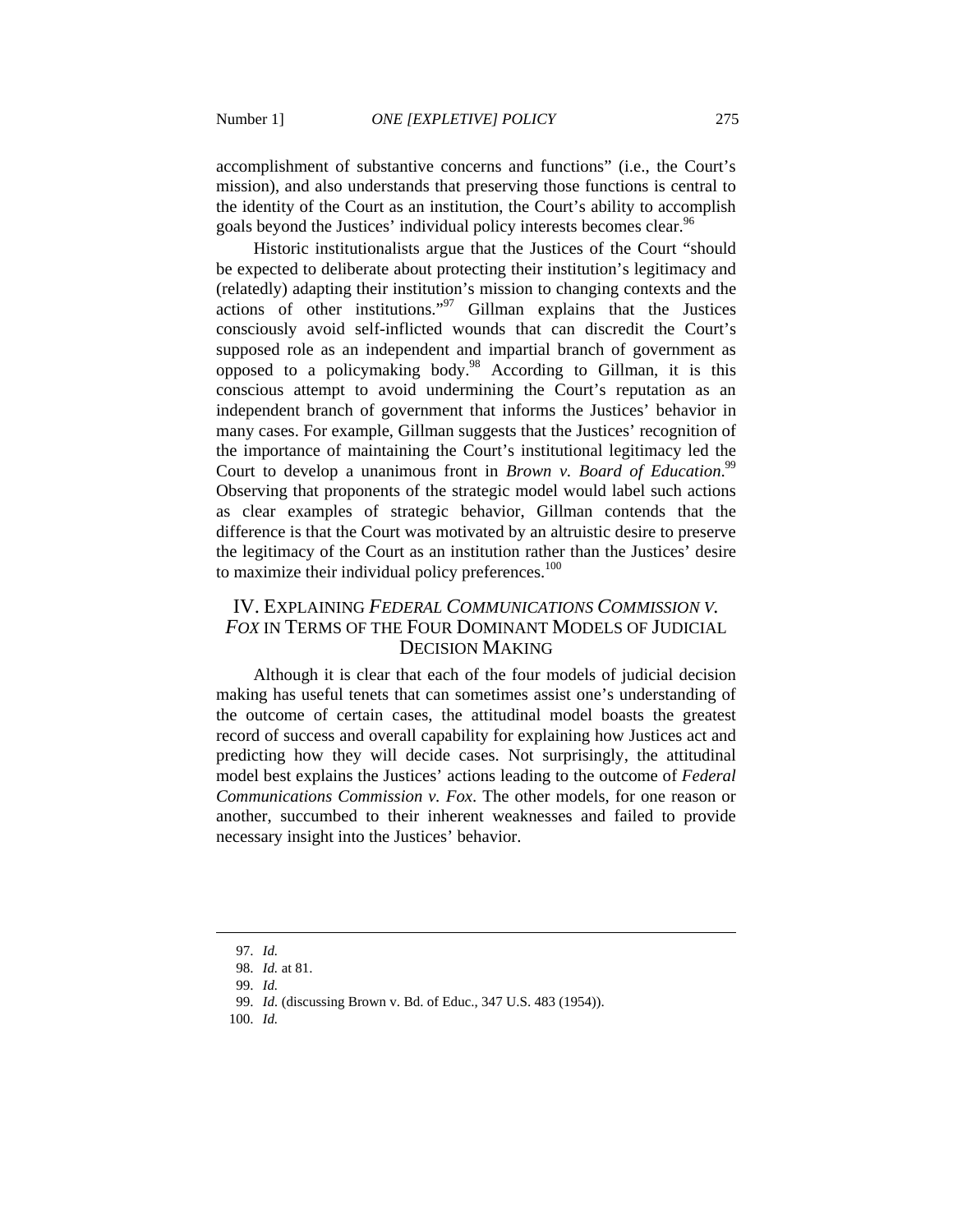accomplishment of substantive concerns and functions" (i.e., the Court's mission), and also understands that preserving those functions is central to the identity of the Court as an institution, the Court's ability to accomplish goals beyond the Justices' individual policy interests becomes clear.[96]

Historic institutionalists argue that the Justices of the Court "should be expected to deliberate about protecting their institution's legitimacy and (relatedly) adapting their institution's mission to changing contexts and the actions of other institutions."[97] Gillman explains that the Justices consciously avoid self-inflicted wounds that can discredit the Court's supposed role as an independent and impartial branch of government as opposed to a policymaking body.[98] According to Gillman, it is this conscious attempt to avoid undermining the Court's reputation as an independent branch of government that informs the Justices' behavior in many cases. For example, Gillman suggests that the Justices' recognition of the importance of maintaining the Court's institutional legitimacy led the Court to develop a unanimous front in *Brown v. Board of Education*.[99] Observing that proponents of the strategic model would label such actions as clear examples of strategic behavior, Gillman contends that the difference is that the Court was motivated by an altruistic desire to preserve the legitimacy of the Court as an institution rather than the Justices' desire to maximize their individual policy preferences.[100]

## IV. EXPLAINING *FEDERAL COMMUNICATIONS COMMISSION V. FOX* IN TERMS OF THE FOUR DOMINANT MODELS OF JUDICIAL DECISION MAKING

Although it is clear that each of the four models of judicial decision making has useful tenets that can sometimes assist one's understanding of the outcome of certain cases, the attitudinal model boasts the greatest record of success and overall capability for explaining how Justices act and predicting how they will decide cases. Not surprisingly, the attitudinal model best explains the Justices' actions leading to the outcome of *Federal Communications Commission v. Fox*. The other models, for one reason or another, succumbed to their inherent weaknesses and failed to provide necessary insight into the Justices' behavior.

---

97. *Id.*

98. *Id.* at 81.

99. *Id.*

99. *Id.* (discussing Brown v. Bd. of Educ., 347 U.S. 483 (1954)).

100. *Id.*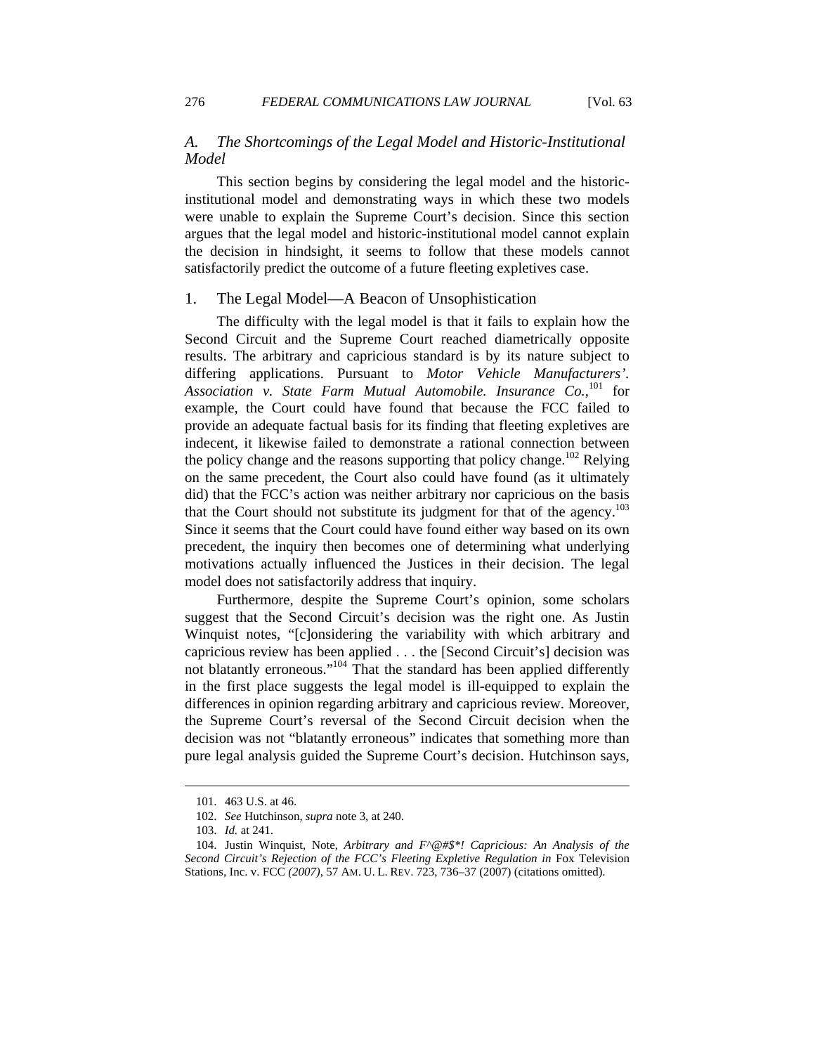### *A. The Shortcomings of the Legal Model and Historic-Institutional Model*

This section begins by considering the legal model and the historic-institutional model and demonstrating ways in which these two models were unable to explain the Supreme Court's decision. Since this section argues that the legal model and historic-institutional model cannot explain the decision in hindsight, it seems to follow that these models cannot satisfactorily predict the outcome of a future fleeting expletives case.

#### 1. The Legal Model—A Beacon of Unsophistication

The difficulty with the legal model is that it fails to explain how the Second Circuit and the Supreme Court reached diametrically opposite results. The arbitrary and capricious standard is by its nature subject to differing applications. Pursuant to *Motor Vehicle Manufacturers'. Association v. State Farm Mutual Automobile. Insurance Co.*,[101] for example, the Court could have found that because the FCC failed to provide an adequate factual basis for its finding that fleeting expletives are indecent, it likewise failed to demonstrate a rational connection between the policy change and the reasons supporting that policy change.[102] Relying on the same precedent, the Court also could have found (as it ultimately did) that the FCC's action was neither arbitrary nor capricious on the basis that the Court should not substitute its judgment for that of the agency.[103] Since it seems that the Court could have found either way based on its own precedent, the inquiry then becomes one of determining what underlying motivations actually influenced the Justices in their decision. The legal model does not satisfactorily address that inquiry.

Furthermore, despite the Supreme Court's opinion, some scholars suggest that the Second Circuit's decision was the right one. As Justin Winquist notes, "[c]onsidering the variability with which arbitrary and capricious review has been applied . . . the [Second Circuit's] decision was not blatantly erroneous."[104] That the standard has been applied differently in the first place suggests the legal model is ill-equipped to explain the differences in opinion regarding arbitrary and capricious review. Moreover, the Supreme Court's reversal of the Second Circuit decision when the decision was not "blatantly erroneous" indicates that something more than pure legal analysis guided the Supreme Court's decision. Hutchinson says,

---

101. 463 U.S. at 46.

102. *See* Hutchinson, *supra* note 3, at 240.

103. *Id.* at 241.

104. Justin Winquist, Note, *Arbitrary and F^@#$*! Capricious: An Analysis of the Second Circuit's Rejection of the FCC's Fleeting Expletive Regulation in* Fox Television Stations, Inc. v. FCC *(2007)*, 57 AM. U. L. REV. 723, 736–37 (2007) (citations omitted).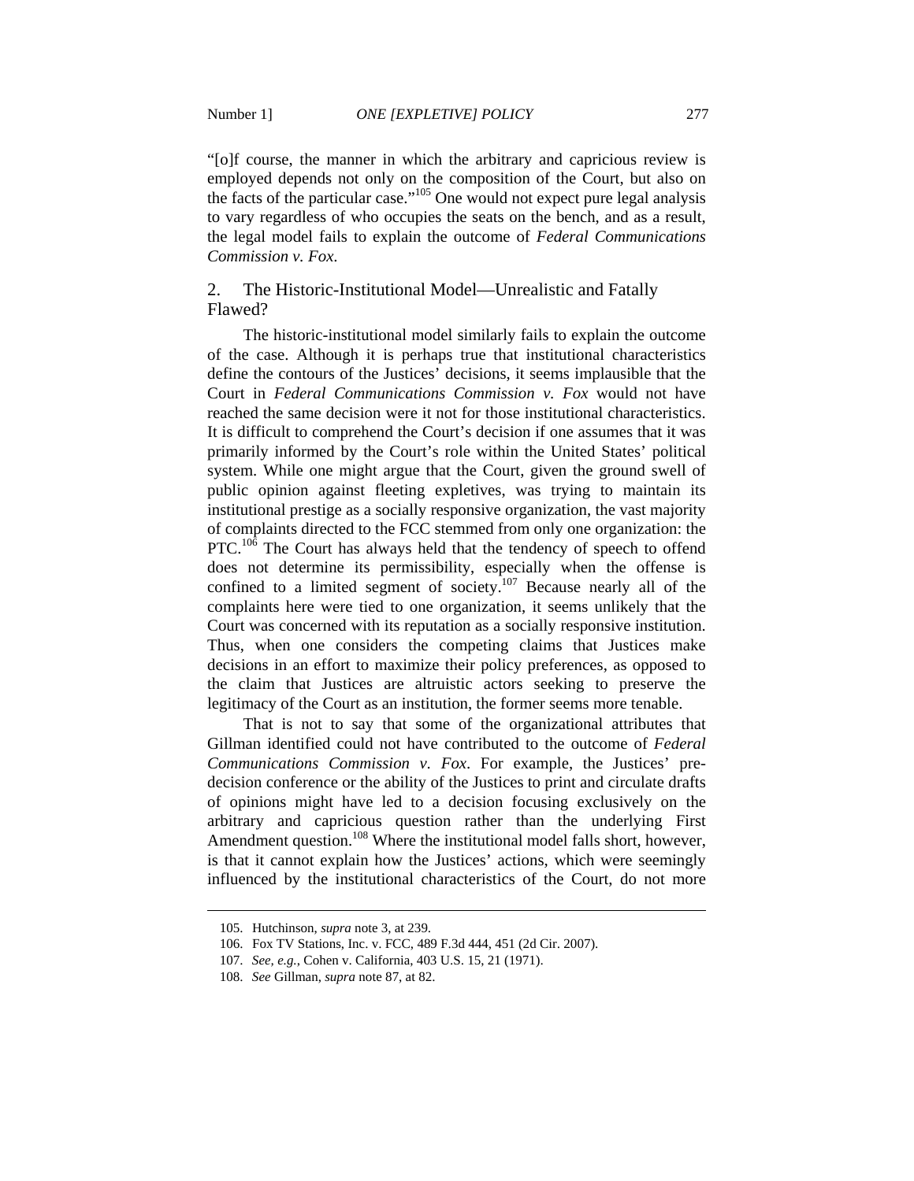"[o]f course, the manner in which the arbitrary and capricious review is employed depends not only on the composition of the Court, but also on the facts of the particular case."[105] One would not expect pure legal analysis to vary regardless of who occupies the seats on the bench, and as a result, the legal model fails to explain the outcome of *Federal Communications Commission v. Fox*.

### 2. The Historic-Institutional Model—Unrealistic and Fatally Flawed?

The historic-institutional model similarly fails to explain the outcome of the case. Although it is perhaps true that institutional characteristics define the contours of the Justices' decisions, it seems implausible that the Court in *Federal Communications Commission v. Fox* would not have reached the same decision were it not for those institutional characteristics. It is difficult to comprehend the Court's decision if one assumes that it was primarily informed by the Court's role within the United States' political system. While one might argue that the Court, given the ground swell of public opinion against fleeting expletives, was trying to maintain its institutional prestige as a socially responsive organization, the vast majority of complaints directed to the FCC stemmed from only one organization: the PTC.[106] The Court has always held that the tendency of speech to offend does not determine its permissibility, especially when the offense is confined to a limited segment of society.[107] Because nearly all of the complaints here were tied to one organization, it seems unlikely that the Court was concerned with its reputation as a socially responsive institution. Thus, when one considers the competing claims that Justices make decisions in an effort to maximize their policy preferences, as opposed to the claim that Justices are altruistic actors seeking to preserve the legitimacy of the Court as an institution, the former seems more tenable.

That is not to say that some of the organizational attributes that Gillman identified could not have contributed to the outcome of *Federal Communications Commission v. Fox*. For example, the Justices' pre-decision conference or the ability of the Justices to print and circulate drafts of opinions might have led to a decision focusing exclusively on the arbitrary and capricious question rather than the underlying First Amendment question.[108] Where the institutional model falls short, however, is that it cannot explain how the Justices' actions, which were seemingly influenced by the institutional characteristics of the Court, do not more

105. Hutchinson, *supra* note 3, at 239.

106. Fox TV Stations, Inc. v. FCC, 489 F.3d 444, 451 (2d Cir. 2007).

107. *See, e.g.*, Cohen v. California, 403 U.S. 15, 21 (1971).

108. *See* Gillman, *supra* note 87, at 82.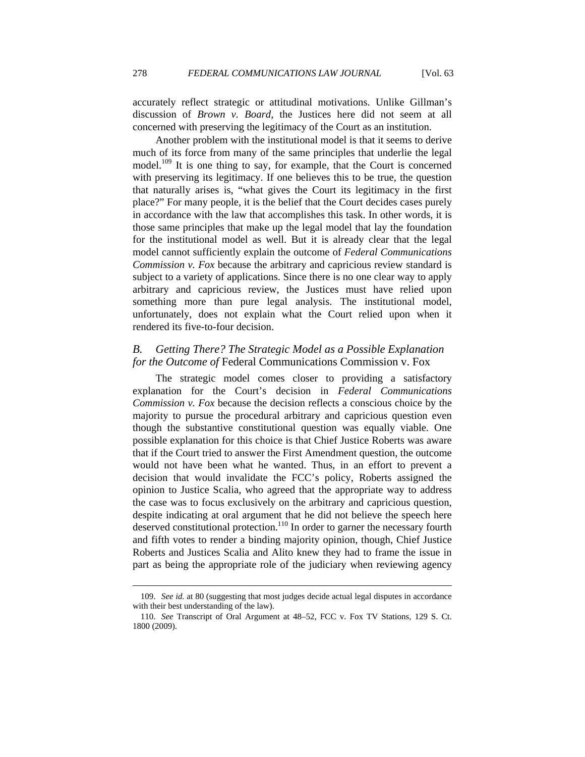accurately reflect strategic or attitudinal motivations. Unlike Gillman's discussion of *Brown v. Board*, the Justices here did not seem at all concerned with preserving the legitimacy of the Court as an institution.

Another problem with the institutional model is that it seems to derive much of its force from many of the same principles that underlie the legal model.[109] It is one thing to say, for example, that the Court is concerned with preserving its legitimacy. If one believes this to be true, the question that naturally arises is, "what gives the Court its legitimacy in the first place?" For many people, it is the belief that the Court decides cases purely in accordance with the law that accomplishes this task. In other words, it is those same principles that make up the legal model that lay the foundation for the institutional model as well. But it is already clear that the legal model cannot sufficiently explain the outcome of *Federal Communications Commission v. Fox* because the arbitrary and capricious review standard is subject to a variety of applications. Since there is no one clear way to apply arbitrary and capricious review, the Justices must have relied upon something more than pure legal analysis. The institutional model, unfortunately, does not explain what the Court relied upon when it rendered its five-to-four decision.

### *B. Getting There? The Strategic Model as a Possible Explanation for the Outcome of* Federal Communications Commission v. Fox

The strategic model comes closer to providing a satisfactory explanation for the Court's decision in *Federal Communications Commission v. Fox* because the decision reflects a conscious choice by the majority to pursue the procedural arbitrary and capricious question even though the substantive constitutional question was equally viable. One possible explanation for this choice is that Chief Justice Roberts was aware that if the Court tried to answer the First Amendment question, the outcome would not have been what he wanted. Thus, in an effort to prevent a decision that would invalidate the FCC's policy, Roberts assigned the opinion to Justice Scalia, who agreed that the appropriate way to address the case was to focus exclusively on the arbitrary and capricious question, despite indicating at oral argument that he did not believe the speech here deserved constitutional protection.[110] In order to garner the necessary fourth and fifth votes to render a binding majority opinion, though, Chief Justice Roberts and Justices Scalia and Alito knew they had to frame the issue in part as being the appropriate role of the judiciary when reviewing agency

---

109. *See id.* at 80 (suggesting that most judges decide actual legal disputes in accordance with their best understanding of the law).

110. *See* Transcript of Oral Argument at 48–52, FCC v. Fox TV Stations, 129 S. Ct. 1800 (2009).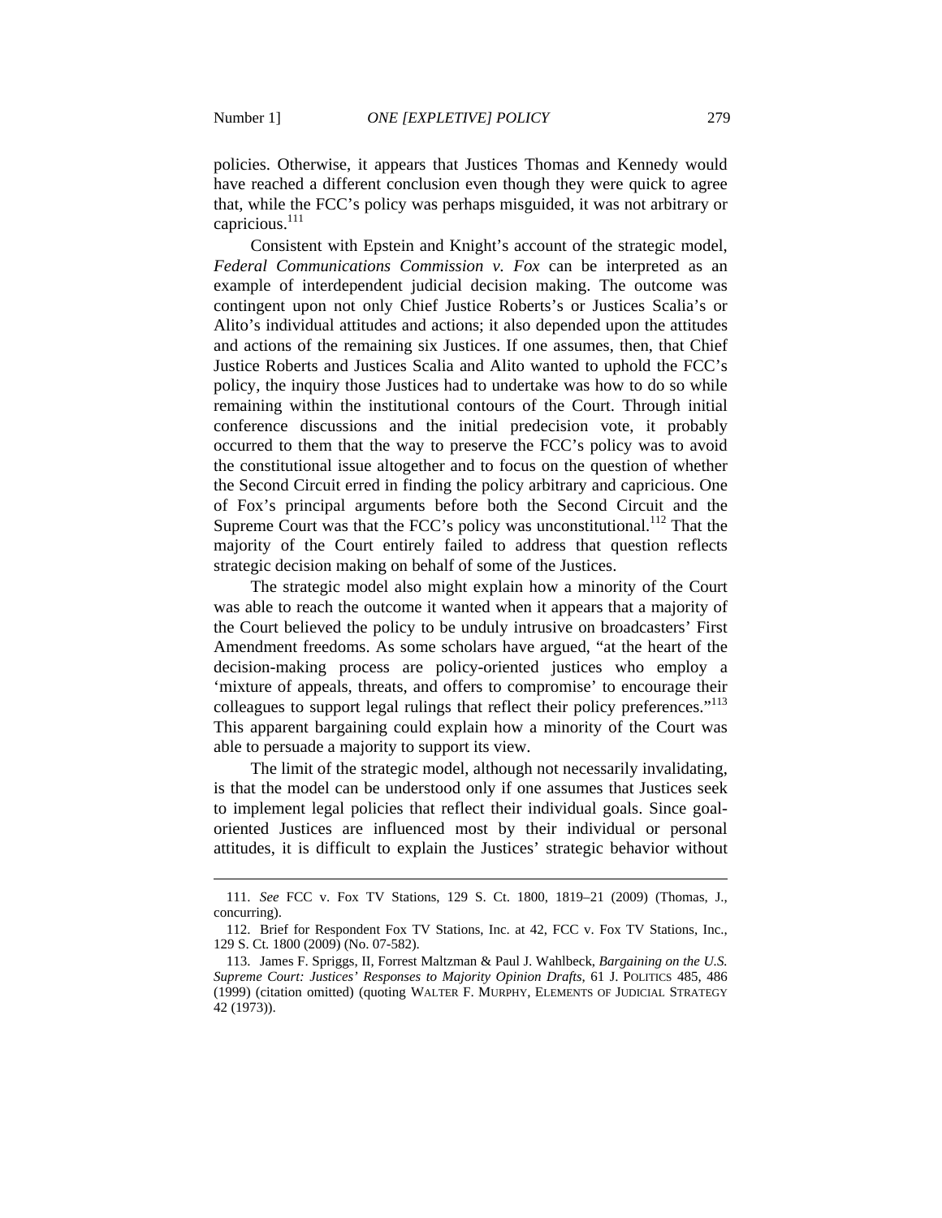policies. Otherwise, it appears that Justices Thomas and Kennedy would have reached a different conclusion even though they were quick to agree that, while the FCC's policy was perhaps misguided, it was not arbitrary or capricious.[111]

Consistent with Epstein and Knight's account of the strategic model, *Federal Communications Commission v. Fox* can be interpreted as an example of interdependent judicial decision making. The outcome was contingent upon not only Chief Justice Roberts's or Justices Scalia's or Alito's individual attitudes and actions; it also depended upon the attitudes and actions of the remaining six Justices. If one assumes, then, that Chief Justice Roberts and Justices Scalia and Alito wanted to uphold the FCC's policy, the inquiry those Justices had to undertake was how to do so while remaining within the institutional contours of the Court. Through initial conference discussions and the initial predecision vote, it probably occurred to them that the way to preserve the FCC's policy was to avoid the constitutional issue altogether and to focus on the question of whether the Second Circuit erred in finding the policy arbitrary and capricious. One of Fox's principal arguments before both the Second Circuit and the Supreme Court was that the FCC's policy was unconstitutional.[112] That the majority of the Court entirely failed to address that question reflects strategic decision making on behalf of some of the Justices.

The strategic model also might explain how a minority of the Court was able to reach the outcome it wanted when it appears that a majority of the Court believed the policy to be unduly intrusive on broadcasters' First Amendment freedoms. As some scholars have argued, "at the heart of the decision-making process are policy-oriented justices who employ a 'mixture of appeals, threats, and offers to compromise' to encourage their colleagues to support legal rulings that reflect their policy preferences."[113] This apparent bargaining could explain how a minority of the Court was able to persuade a majority to support its view.

The limit of the strategic model, although not necessarily invalidating, is that the model can be understood only if one assumes that Justices seek to implement legal policies that reflect their individual goals. Since goal-oriented Justices are influenced most by their individual or personal attitudes, it is difficult to explain the Justices' strategic behavior without

---

111. *See* FCC v. Fox TV Stations, 129 S. Ct. 1800, 1819–21 (2009) (Thomas, J., concurring).

112. Brief for Respondent Fox TV Stations, Inc. at 42, FCC v. Fox TV Stations, Inc., 129 S. Ct. 1800 (2009) (No. 07-582).

113. James F. Spriggs, II, Forrest Maltzman & Paul J. Wahlbeck, *Bargaining on the U.S. Supreme Court: Justices' Responses to Majority Opinion Drafts*, 61 J. POLITICS 485, 486 (1999) (citation omitted) (quoting WALTER F. MURPHY, ELEMENTS OF JUDICIAL STRATEGY 42 (1973)).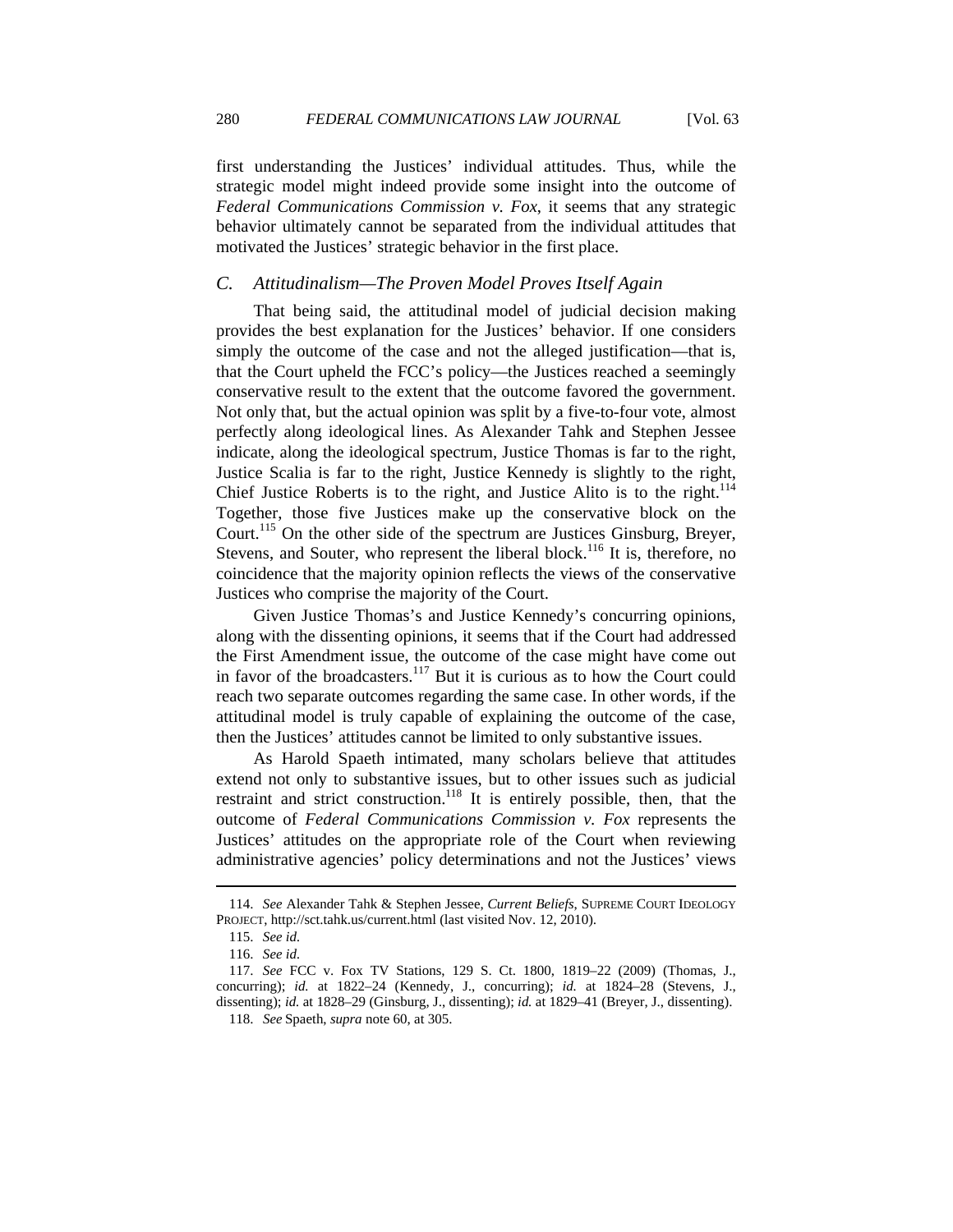first understanding the Justices' individual attitudes. Thus, while the strategic model might indeed provide some insight into the outcome of *Federal Communications Commission v. Fox*, it seems that any strategic behavior ultimately cannot be separated from the individual attitudes that motivated the Justices' strategic behavior in the first place.

### *C. Attitudinalism—The Proven Model Proves Itself Again*

That being said, the attitudinal model of judicial decision making provides the best explanation for the Justices' behavior. If one considers simply the outcome of the case and not the alleged justification—that is, that the Court upheld the FCC's policy—the Justices reached a seemingly conservative result to the extent that the outcome favored the government. Not only that, but the actual opinion was split by a five-to-four vote, almost perfectly along ideological lines. As Alexander Tahk and Stephen Jessee indicate, along the ideological spectrum, Justice Thomas is far to the right, Justice Scalia is far to the right, Justice Kennedy is slightly to the right, Chief Justice Roberts is to the right, and Justice Alito is to the right.[114] Together, those five Justices make up the conservative block on the Court.[115] On the other side of the spectrum are Justices Ginsburg, Breyer, Stevens, and Souter, who represent the liberal block.[116] It is, therefore, no coincidence that the majority opinion reflects the views of the conservative Justices who comprise the majority of the Court.

Given Justice Thomas's and Justice Kennedy's concurring opinions, along with the dissenting opinions, it seems that if the Court had addressed the First Amendment issue, the outcome of the case might have come out in favor of the broadcasters.[117] But it is curious as to how the Court could reach two separate outcomes regarding the same case. In other words, if the attitudinal model is truly capable of explaining the outcome of the case, then the Justices' attitudes cannot be limited to only substantive issues.

As Harold Spaeth intimated, many scholars believe that attitudes extend not only to substantive issues, but to other issues such as judicial restraint and strict construction.[118] It is entirely possible, then, that the outcome of *Federal Communications Commission v. Fox* represents the Justices' attitudes on the appropriate role of the Court when reviewing administrative agencies' policy determinations and not the Justices' views

---

114. *See* Alexander Tahk & Stephen Jessee, *Current Beliefs*, SUPREME COURT IDEOLOGY PROJECT, http://sct.tahk.us/current.html (last visited Nov. 12, 2010).

115. *See id.*

116. *See id.*

117. *See* FCC v. Fox TV Stations, 129 S. Ct. 1800, 1819–22 (2009) (Thomas, J., concurring); *id.* at 1822–24 (Kennedy, J., concurring); *id.* at 1824–28 (Stevens, J., dissenting); *id.* at 1828–29 (Ginsburg, J., dissenting); *id.* at 1829–41 (Breyer, J., dissenting).

118. *See* Spaeth, *supra* note 60, at 305.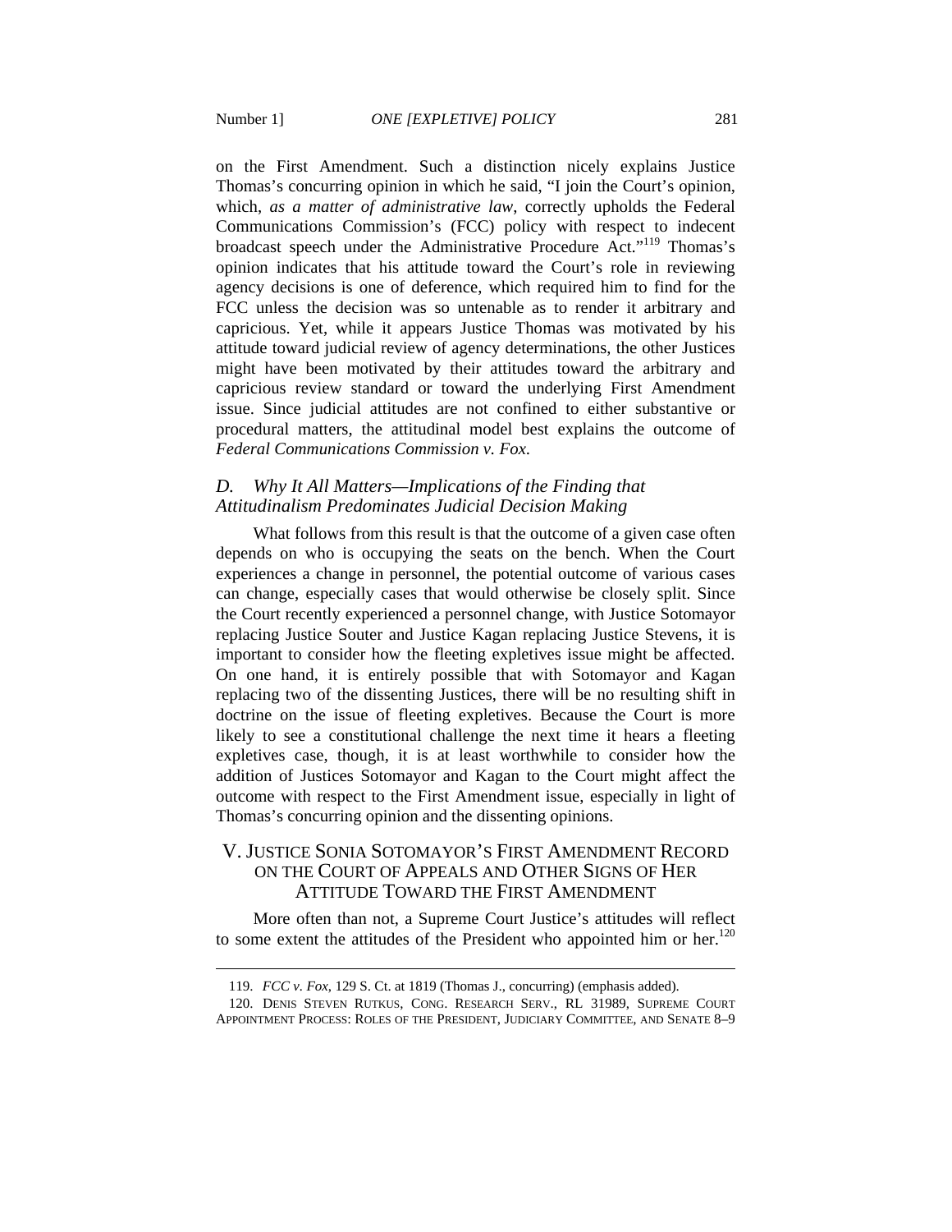on the First Amendment. Such a distinction nicely explains Justice Thomas's concurring opinion in which he said, "I join the Court's opinion, which, *as a matter of administrative law*, correctly upholds the Federal Communications Commission's (FCC) policy with respect to indecent broadcast speech under the Administrative Procedure Act."[119] Thomas's opinion indicates that his attitude toward the Court's role in reviewing agency decisions is one of deference, which required him to find for the FCC unless the decision was so untenable as to render it arbitrary and capricious. Yet, while it appears Justice Thomas was motivated by his attitude toward judicial review of agency determinations, the other Justices might have been motivated by their attitudes toward the arbitrary and capricious review standard or toward the underlying First Amendment issue. Since judicial attitudes are not confined to either substantive or procedural matters, the attitudinal model best explains the outcome of *Federal Communications Commission v. Fox*.

### *D. Why It All Matters—Implications of the Finding that Attitudinalism Predominates Judicial Decision Making*

What follows from this result is that the outcome of a given case often depends on who is occupying the seats on the bench. When the Court experiences a change in personnel, the potential outcome of various cases can change, especially cases that would otherwise be closely split. Since the Court recently experienced a personnel change, with Justice Sotomayor replacing Justice Souter and Justice Kagan replacing Justice Stevens, it is important to consider how the fleeting expletives issue might be affected. On one hand, it is entirely possible that with Sotomayor and Kagan replacing two of the dissenting Justices, there will be no resulting shift in doctrine on the issue of fleeting expletives. Because the Court is more likely to see a constitutional challenge the next time it hears a fleeting expletives case, though, it is at least worthwhile to consider how the addition of Justices Sotomayor and Kagan to the Court might affect the outcome with respect to the First Amendment issue, especially in light of Thomas's concurring opinion and the dissenting opinions.

## V. JUSTICE SONIA SOTOMAYOR'S FIRST AMENDMENT RECORD ON THE COURT OF APPEALS AND OTHER SIGNS OF HER ATTITUDE TOWARD THE FIRST AMENDMENT

More often than not, a Supreme Court Justice's attitudes will reflect to some extent the attitudes of the President who appointed him or her.[120]

---

119. *FCC v. Fox*, 129 S. Ct. at 1819 (Thomas J., concurring) (emphasis added).

120. DENIS STEVEN RUTKUS, CONG. RESEARCH SERV., RL 31989, SUPREME COURT APPOINTMENT PROCESS: ROLES OF THE PRESIDENT, JUDICIARY COMMITTEE, AND SENATE 8–9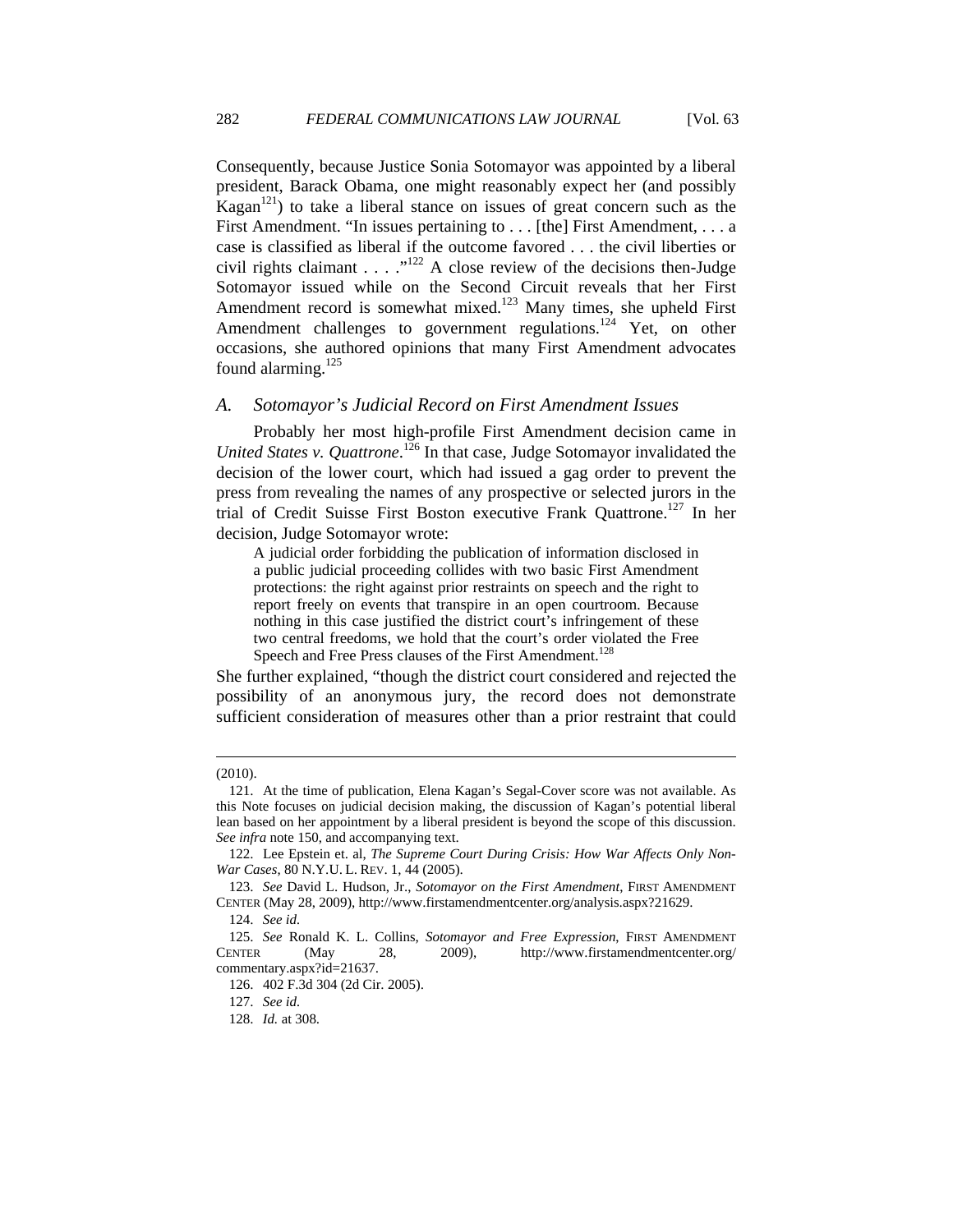Consequently, because Justice Sonia Sotomayor was appointed by a liberal president, Barack Obama, one might reasonably expect her (and possibly Kagan[121]) to take a liberal stance on issues of great concern such as the First Amendment. "In issues pertaining to . . . [the] First Amendment, . . . a case is classified as liberal if the outcome favored . . . the civil liberties or civil rights claimant . . . ."[122] A close review of the decisions then-Judge Sotomayor issued while on the Second Circuit reveals that her First Amendment record is somewhat mixed.[123] Many times, she upheld First Amendment challenges to government regulations.[124] Yet, on other occasions, she authored opinions that many First Amendment advocates found alarming.[125]

### *A. Sotomayor's Judicial Record on First Amendment Issues*

Probably her most high-profile First Amendment decision came in *United States v. Quattrone*.[126] In that case, Judge Sotomayor invalidated the decision of the lower court, which had issued a gag order to prevent the press from revealing the names of any prospective or selected jurors in the trial of Credit Suisse First Boston executive Frank Quattrone.[127] In her decision, Judge Sotomayor wrote:

> A judicial order forbidding the publication of information disclosed in a public judicial proceeding collides with two basic First Amendment protections: the right against prior restraints on speech and the right to report freely on events that transpire in an open courtroom. Because nothing in this case justified the district court's infringement of these two central freedoms, we hold that the court's order violated the Free Speech and Free Press clauses of the First Amendment.[128]

She further explained, "though the district court considered and rejected the possibility of an anonymous jury, the record does not demonstrate sufficient consideration of measures other than a prior restraint that could

---

(2010).

121. At the time of publication, Elena Kagan's Segal-Cover score was not available. As this Note focuses on judicial decision making, the discussion of Kagan's potential liberal lean based on her appointment by a liberal president is beyond the scope of this discussion. *See infra* note 150, and accompanying text.

122. Lee Epstein et. al, *The Supreme Court During Crisis: How War Affects Only Non-War Cases*, 80 N.Y.U. L. REV. 1, 44 (2005).

123. *See* David L. Hudson, Jr., *Sotomayor on the First Amendment*, FIRST AMENDMENT CENTER (May 28, 2009), http://www.firstamendmentcenter.org/analysis.aspx?21629.

124. *See id.*

125. *See* Ronald K. L. Collins, *Sotomayor and Free Expression*, FIRST AMENDMENT CENTER (May 28, 2009), http://www.firstamendmentcenter.org/commentary.aspx?id=21637.

126. 402 F.3d 304 (2d Cir. 2005).

127. *See id.*

128. *Id.* at 308.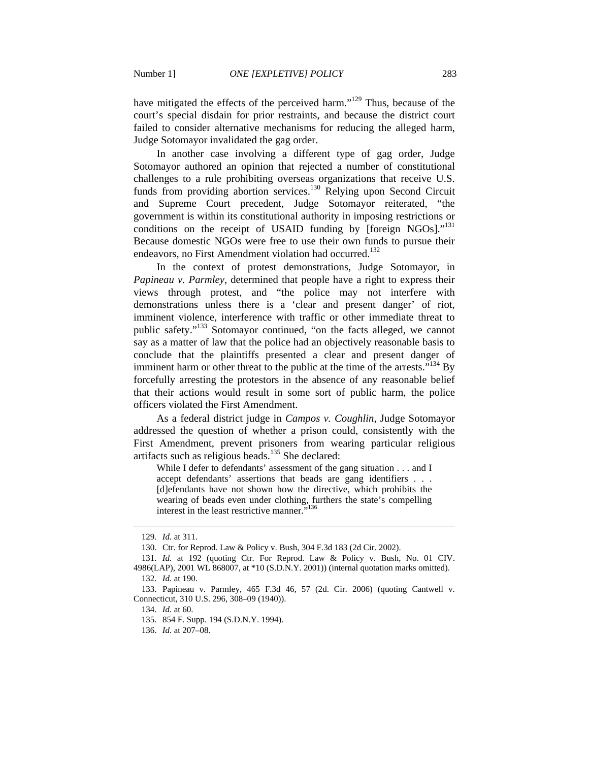have mitigated the effects of the perceived harm."[129] Thus, because of the court's special disdain for prior restraints, and because the district court failed to consider alternative mechanisms for reducing the alleged harm, Judge Sotomayor invalidated the gag order.

In another case involving a different type of gag order, Judge Sotomayor authored an opinion that rejected a number of constitutional challenges to a rule prohibiting overseas organizations that receive U.S. funds from providing abortion services.[130] Relying upon Second Circuit and Supreme Court precedent, Judge Sotomayor reiterated, "the government is within its constitutional authority in imposing restrictions or conditions on the receipt of USAID funding by [foreign NGOs]."[131] Because domestic NGOs were free to use their own funds to pursue their endeavors, no First Amendment violation had occurred.[132]

In the context of protest demonstrations, Judge Sotomayor, in *Papineau v. Parmley*, determined that people have a right to express their views through protest, and "the police may not interfere with demonstrations unless there is a 'clear and present danger' of riot, imminent violence, interference with traffic or other immediate threat to public safety."[133] Sotomayor continued, "on the facts alleged, we cannot say as a matter of law that the police had an objectively reasonable basis to conclude that the plaintiffs presented a clear and present danger of imminent harm or other threat to the public at the time of the arrests."[134] By forcefully arresting the protestors in the absence of any reasonable belief that their actions would result in some sort of public harm, the police officers violated the First Amendment.

As a federal district judge in *Campos v. Coughlin*, Judge Sotomayor addressed the question of whether a prison could, consistently with the First Amendment, prevent prisoners from wearing particular religious artifacts such as religious beads.[135] She declared:

> While I defer to defendants' assessment of the gang situation . . . and I accept defendants' assertions that beads are gang identifiers . . . [d]efendants have not shown how the directive, which prohibits the wearing of beads even under clothing, furthers the state's compelling interest in the least restrictive manner."[136]

---

129. *Id.* at 311.

130. Ctr. for Reprod. Law & Policy v. Bush, 304 F.3d 183 (2d Cir. 2002).

131. *Id.* at 192 (quoting Ctr. For Reprod. Law & Policy v. Bush, No. 01 CIV. 4986(LAP), 2001 WL 868007, at *10 (S.D.N.Y. 2001)) (internal quotation marks omitted).

132. *Id.* at 190.

133. Papineau v. Parmley, 465 F.3d 46, 57 (2d. Cir. 2006) (quoting Cantwell v. Connecticut, 310 U.S. 296, 308–09 (1940)).

134. *Id.* at 60.

135. 854 F. Supp. 194 (S.D.N.Y. 1994).

136. *Id.* at 207–08.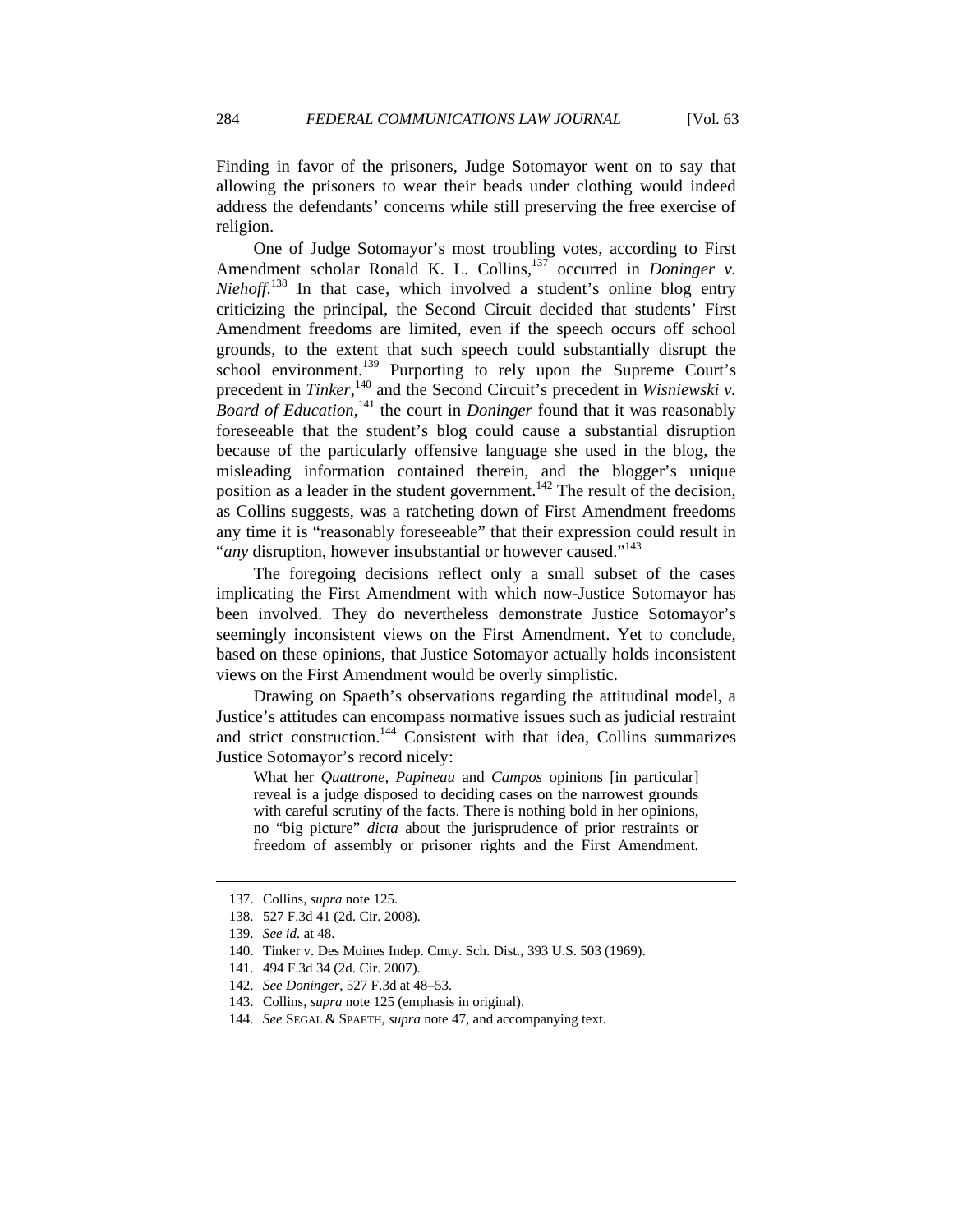Finding in favor of the prisoners, Judge Sotomayor went on to say that allowing the prisoners to wear their beads under clothing would indeed address the defendants' concerns while still preserving the free exercise of religion.

One of Judge Sotomayor's most troubling votes, according to First Amendment scholar Ronald K. L. Collins,[137] occurred in *Doninger v. Niehoff*.[138] In that case, which involved a student's online blog entry criticizing the principal, the Second Circuit decided that students' First Amendment freedoms are limited, even if the speech occurs off school grounds, to the extent that such speech could substantially disrupt the school environment.[139] Purporting to rely upon the Supreme Court's precedent in *Tinker*,[140] and the Second Circuit's precedent in *Wisniewski v. Board of Education*,[141] the court in *Doninger* found that it was reasonably foreseeable that the student's blog could cause a substantial disruption because of the particularly offensive language she used in the blog, the misleading information contained therein, and the blogger's unique position as a leader in the student government.[142] The result of the decision, as Collins suggests, was a ratcheting down of First Amendment freedoms any time it is "reasonably foreseeable" that their expression could result in "*any* disruption, however insubstantial or however caused."[143]

The foregoing decisions reflect only a small subset of the cases implicating the First Amendment with which now-Justice Sotomayor has been involved. They do nevertheless demonstrate Justice Sotomayor's seemingly inconsistent views on the First Amendment. Yet to conclude, based on these opinions, that Justice Sotomayor actually holds inconsistent views on the First Amendment would be overly simplistic.

Drawing on Spaeth's observations regarding the attitudinal model, a Justice's attitudes can encompass normative issues such as judicial restraint and strict construction.[144] Consistent with that idea, Collins summarizes Justice Sotomayor's record nicely:

> What her *Quattrone*, *Papineau* and *Campos* opinions [in particular] reveal is a judge disposed to deciding cases on the narrowest grounds with careful scrutiny of the facts. There is nothing bold in her opinions, no "big picture" *dicta* about the jurisprudence of prior restraints or freedom of assembly or prisoner rights and the First Amendment.

---

137. Collins, *supra* note 125.

138. 527 F.3d 41 (2d. Cir. 2008).

139. *See id.* at 48.

140. Tinker v. Des Moines Indep. Cmty. Sch. Dist., 393 U.S. 503 (1969).

141. 494 F.3d 34 (2d. Cir. 2007).

142. *See Doninger*, 527 F.3d at 48–53.

143. Collins, *supra* note 125 (emphasis in original).

144. *See* SEGAL & SPAETH, *supra* note 47, and accompanying text.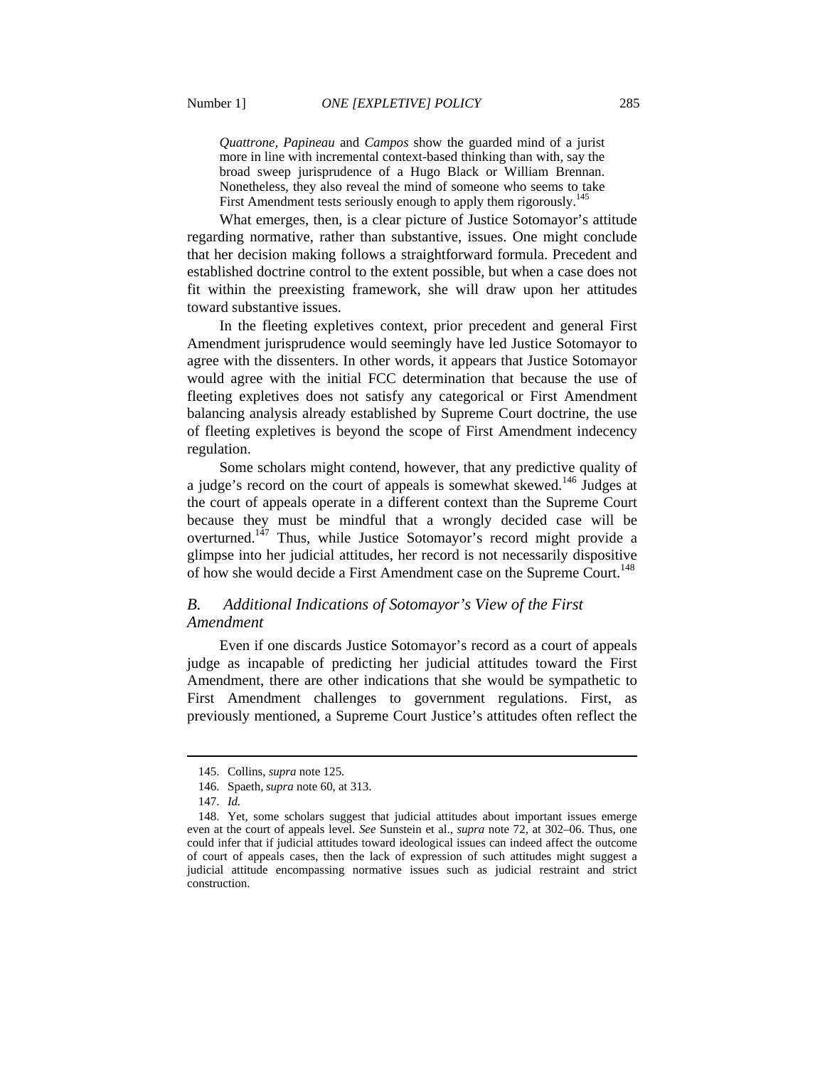> *Quattrone, Papineau* and *Campos* show the guarded mind of a jurist more in line with incremental context-based thinking than with, say the broad sweep jurisprudence of a Hugo Black or William Brennan. Nonetheless, they also reveal the mind of someone who seems to take First Amendment tests seriously enough to apply them rigorously.[145]

What emerges, then, is a clear picture of Justice Sotomayor's attitude regarding normative, rather than substantive, issues. One might conclude that her decision making follows a straightforward formula. Precedent and established doctrine control to the extent possible, but when a case does not fit within the preexisting framework, she will draw upon her attitudes toward substantive issues.

In the fleeting expletives context, prior precedent and general First Amendment jurisprudence would seemingly have led Justice Sotomayor to agree with the dissenters. In other words, it appears that Justice Sotomayor would agree with the initial FCC determination that because the use of fleeting expletives does not satisfy any categorical or First Amendment balancing analysis already established by Supreme Court doctrine, the use of fleeting expletives is beyond the scope of First Amendment indecency regulation.

Some scholars might contend, however, that any predictive quality of a judge's record on the court of appeals is somewhat skewed.[146] Judges at the court of appeals operate in a different context than the Supreme Court because they must be mindful that a wrongly decided case will be overturned.[147] Thus, while Justice Sotomayor's record might provide a glimpse into her judicial attitudes, her record is not necessarily dispositive of how she would decide a First Amendment case on the Supreme Court.[148]

### *B. Additional Indications of Sotomayor's View of the First Amendment*

Even if one discards Justice Sotomayor's record as a court of appeals judge as incapable of predicting her judicial attitudes toward the First Amendment, there are other indications that she would be sympathetic to First Amendment challenges to government regulations. First, as previously mentioned, a Supreme Court Justice's attitudes often reflect the

---

145. Collins, *supra* note 125.

146. Spaeth, *supra* note 60, at 313.

147. *Id.*

148. Yet, some scholars suggest that judicial attitudes about important issues emerge even at the court of appeals level. *See* Sunstein et al., *supra* note 72, at 302–06. Thus, one could infer that if judicial attitudes toward ideological issues can indeed affect the outcome of court of appeals cases, then the lack of expression of such attitudes might suggest a judicial attitude encompassing normative issues such as judicial restraint and strict construction.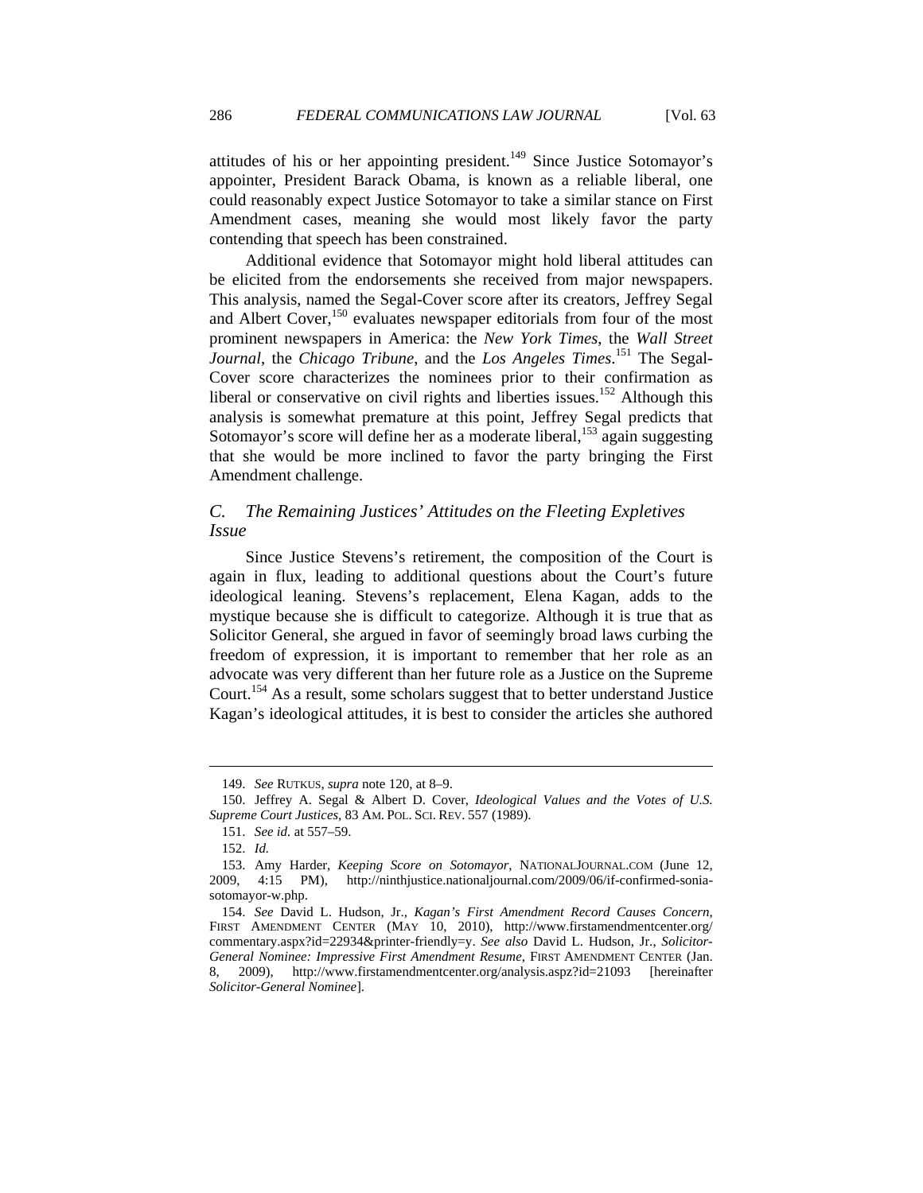attitudes of his or her appointing president.[149] Since Justice Sotomayor's appointer, President Barack Obama, is known as a reliable liberal, one could reasonably expect Justice Sotomayor to take a similar stance on First Amendment cases, meaning she would most likely favor the party contending that speech has been constrained.

Additional evidence that Sotomayor might hold liberal attitudes can be elicited from the endorsements she received from major newspapers. This analysis, named the Segal-Cover score after its creators, Jeffrey Segal and Albert Cover,[150] evaluates newspaper editorials from four of the most prominent newspapers in America: the *New York Times*, the *Wall Street Journal*, the *Chicago Tribune*, and the *Los Angeles Times*.[151] The Segal-Cover score characterizes the nominees prior to their confirmation as liberal or conservative on civil rights and liberties issues.[152] Although this analysis is somewhat premature at this point, Jeffrey Segal predicts that Sotomayor's score will define her as a moderate liberal,[153] again suggesting that she would be more inclined to favor the party bringing the First Amendment challenge.

### *C. The Remaining Justices' Attitudes on the Fleeting Expletives Issue*

Since Justice Stevens's retirement, the composition of the Court is again in flux, leading to additional questions about the Court's future ideological leaning. Stevens's replacement, Elena Kagan, adds to the mystique because she is difficult to categorize. Although it is true that as Solicitor General, she argued in favor of seemingly broad laws curbing the freedom of expression, it is important to remember that her role as an advocate was very different than her future role as a Justice on the Supreme Court.[154] As a result, some scholars suggest that to better understand Justice Kagan's ideological attitudes, it is best to consider the articles she authored

---

149. *See* RUTKUS, *supra* note 120, at 8–9.

150. Jeffrey A. Segal & Albert D. Cover, *Ideological Values and the Votes of U.S. Supreme Court Justices*, 83 AM. POL. SCI. REV. 557 (1989).

151. *See id.* at 557–59.

152. *Id.*

153. Amy Harder, *Keeping Score on Sotomayor*, NATIONALJOURNAL.COM (June 12, 2009, 4:15 PM), http://ninthjustice.nationaljournal.com/2009/06/if-confirmed-sonia-sotomayor-w.php.

154. *See* David L. Hudson, Jr., *Kagan's First Amendment Record Causes Concern*, FIRST AMENDMENT CENTER (MAY 10, 2010), http://www.firstamendmentcenter.org/commentary.aspx?id=22934&printer-friendly=y. *See also* David L. Hudson, Jr., *Solicitor-General Nominee: Impressive First Amendment Resume*, FIRST AMENDMENT CENTER (Jan. 8, 2009), http://www.firstamendmentcenter.org/analysis.aspz?id=21093 [hereinafter *Solicitor-General Nominee*].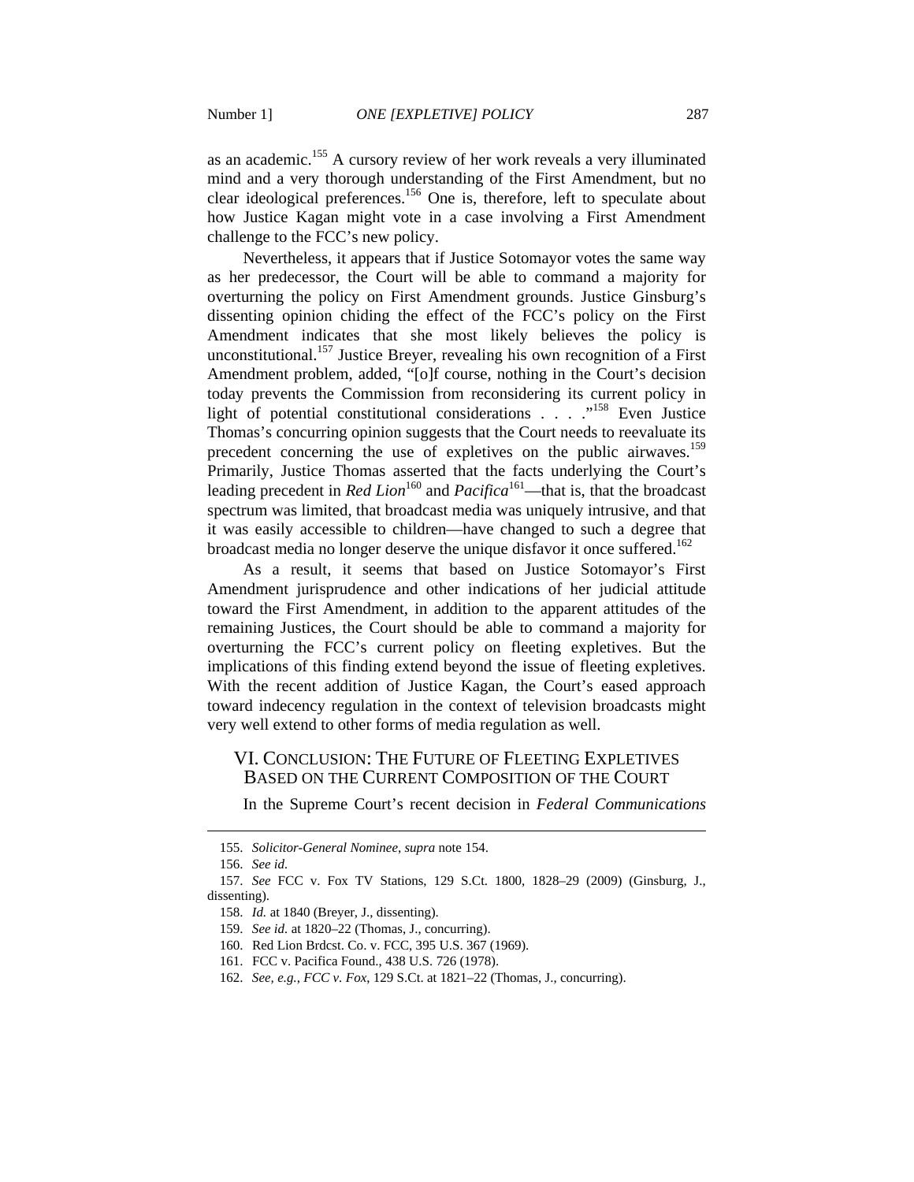as an academic.[155] A cursory review of her work reveals a very illuminated mind and a very thorough understanding of the First Amendment, but no clear ideological preferences.[156] One is, therefore, left to speculate about how Justice Kagan might vote in a case involving a First Amendment challenge to the FCC's new policy.

Nevertheless, it appears that if Justice Sotomayor votes the same way as her predecessor, the Court will be able to command a majority for overturning the policy on First Amendment grounds. Justice Ginsburg's dissenting opinion chiding the effect of the FCC's policy on the First Amendment indicates that she most likely believes the policy is unconstitutional.[157] Justice Breyer, revealing his own recognition of a First Amendment problem, added, "[o]f course, nothing in the Court's decision today prevents the Commission from reconsidering its current policy in light of potential constitutional considerations . . . ."[158] Even Justice Thomas's concurring opinion suggests that the Court needs to reevaluate its precedent concerning the use of expletives on the public airwaves.[159] Primarily, Justice Thomas asserted that the facts underlying the Court's leading precedent in *Red Lion*[160] and *Pacifica*[161]—that is, that the broadcast spectrum was limited, that broadcast media was uniquely intrusive, and that it was easily accessible to children—have changed to such a degree that broadcast media no longer deserve the unique disfavor it once suffered.[162]

As a result, it seems that based on Justice Sotomayor's First Amendment jurisprudence and other indications of her judicial attitude toward the First Amendment, in addition to the apparent attitudes of the remaining Justices, the Court should be able to command a majority for overturning the FCC's current policy on fleeting expletives. But the implications of this finding extend beyond the issue of fleeting expletives. With the recent addition of Justice Kagan, the Court's eased approach toward indecency regulation in the context of television broadcasts might very well extend to other forms of media regulation as well.

## VI. Conclusion: The Future of Fleeting Expletives Based on the Current Composition of the Court

In the Supreme Court's recent decision in *Federal Communications*

---

155. *Solicitor-General Nominee*, *supra* note 154.

156. *See id.*

157. *See* FCC v. Fox TV Stations, 129 S.Ct. 1800, 1828–29 (2009) (Ginsburg, J., dissenting).

158. *Id.* at 1840 (Breyer, J., dissenting).

159. *See id.* at 1820–22 (Thomas, J., concurring).

160. Red Lion Brdcst. Co. v. FCC, 395 U.S. 367 (1969).

161. FCC v. Pacifica Found., 438 U.S. 726 (1978).

162. *See, e.g.*, *FCC v. Fox*, 129 S.Ct. at 1821–22 (Thomas, J., concurring).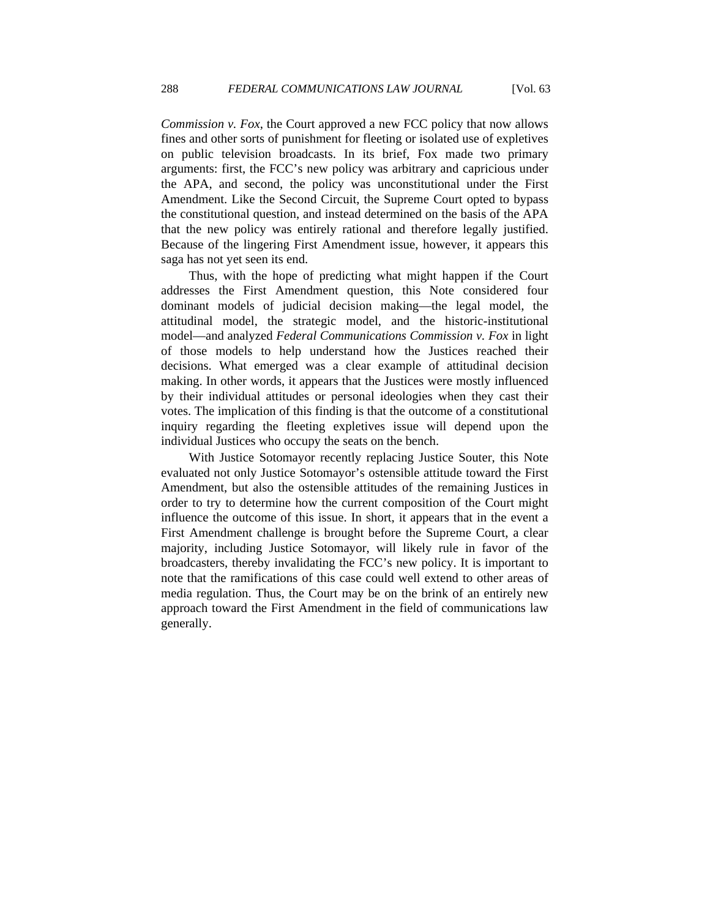*Commission v. Fox*, the Court approved a new FCC policy that now allows fines and other sorts of punishment for fleeting or isolated use of expletives on public television broadcasts. In its brief, Fox made two primary arguments: first, the FCC's new policy was arbitrary and capricious under the APA, and second, the policy was unconstitutional under the First Amendment. Like the Second Circuit, the Supreme Court opted to bypass the constitutional question, and instead determined on the basis of the APA that the new policy was entirely rational and therefore legally justified. Because of the lingering First Amendment issue, however, it appears this saga has not yet seen its end.

Thus, with the hope of predicting what might happen if the Court addresses the First Amendment question, this Note considered four dominant models of judicial decision making—the legal model, the attitudinal model, the strategic model, and the historic-institutional model—and analyzed *Federal Communications Commission v. Fox* in light of those models to help understand how the Justices reached their decisions. What emerged was a clear example of attitudinal decision making. In other words, it appears that the Justices were mostly influenced by their individual attitudes or personal ideologies when they cast their votes. The implication of this finding is that the outcome of a constitutional inquiry regarding the fleeting expletives issue will depend upon the individual Justices who occupy the seats on the bench.

With Justice Sotomayor recently replacing Justice Souter, this Note evaluated not only Justice Sotomayor's ostensible attitude toward the First Amendment, but also the ostensible attitudes of the remaining Justices in order to try to determine how the current composition of the Court might influence the outcome of this issue. In short, it appears that in the event a First Amendment challenge is brought before the Supreme Court, a clear majority, including Justice Sotomayor, will likely rule in favor of the broadcasters, thereby invalidating the FCC's new policy. It is important to note that the ramifications of this case could well extend to other areas of media regulation. Thus, the Court may be on the brink of an entirely new approach toward the First Amendment in the field of communications law generally.